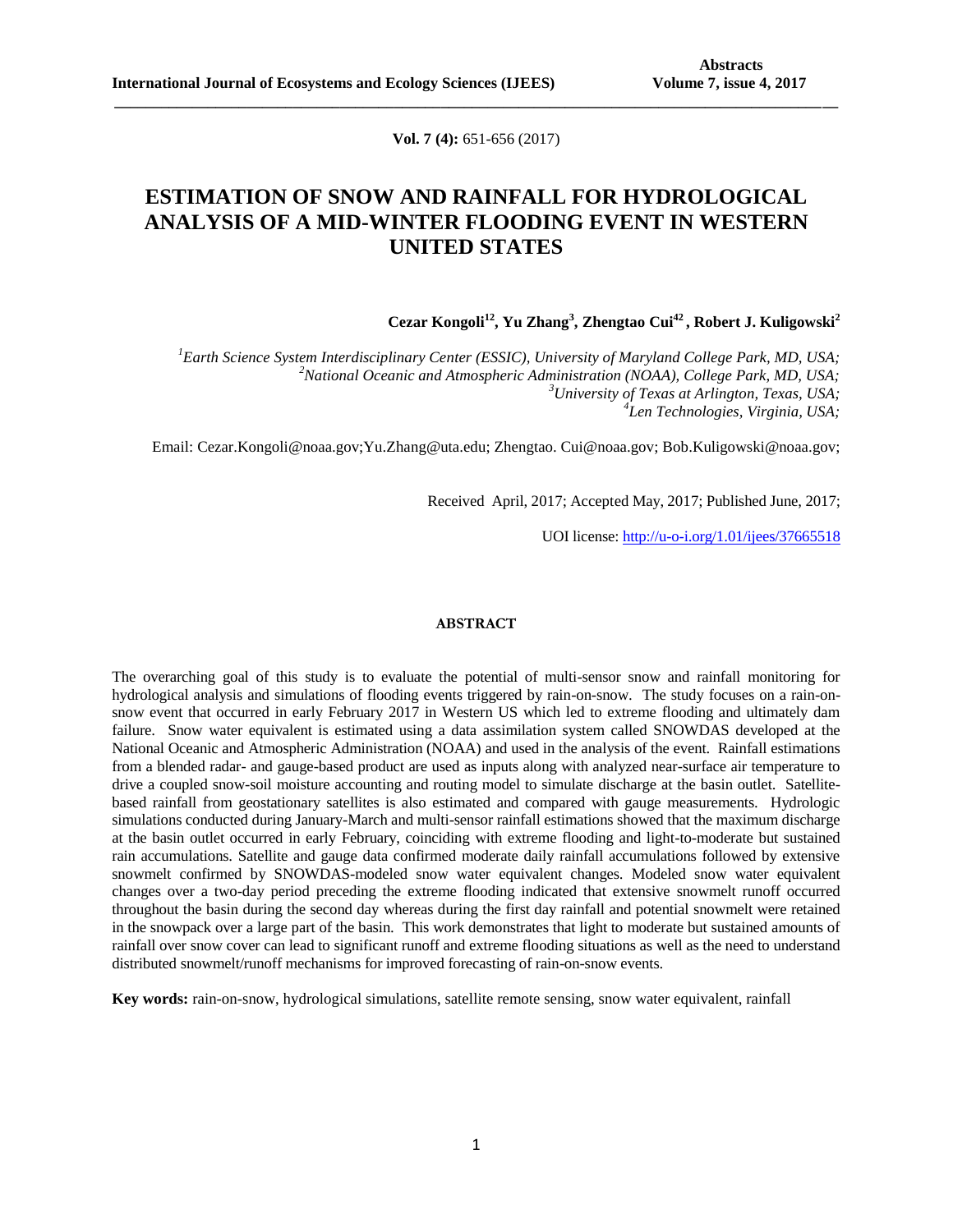**Vol. 7 (4):** 651-656 (2017)

# ESTIMATION OF SNOW AND RAINFALL FOR HYDROLOGICAL ANALYSIS OF A MID-WINTER FLOODING EVENT IN WESTERN UNITED STATES

**Cezar Kongoli[12], Yu Zhang[3], Zhengtao Cui[42], Robert J. Kuligowski[2]**

[1]*Earth Science System Interdisciplinary Center (ESSIC), University of Maryland College Park, MD, USA;*
[2]*National Oceanic and Atmospheric Administration (NOAA), College Park, MD, USA;*
[3]*University of Texas at Arlington, Texas, USA;*
[4]*Len Technologies, Virginia, USA;*

Email: Cezar.Kongoli@noaa.gov;Yu.Zhang@uta.edu; Zhengtao. Cui@noaa.gov; Bob.Kuligowski@noaa.gov;

Received April, 2017; Accepted May, 2017; Published June, 2017;

UOI license: http://u-o-i.org/1.01/ijees/37665518

## ABSTRACT

The overarching goal of this study is to evaluate the potential of multi-sensor snow and rainfall monitoring for hydrological analysis and simulations of flooding events triggered by rain-on-snow. The study focuses on a rain-on-snow event that occurred in early February 2017 in Western US which led to extreme flooding and ultimately dam failure. Snow water equivalent is estimated using a data assimilation system called SNOWDAS developed at the National Oceanic and Atmospheric Administration (NOAA) and used in the analysis of the event. Rainfall estimations from a blended radar- and gauge-based product are used as inputs along with analyzed near-surface air temperature to drive a coupled snow-soil moisture accounting and routing model to simulate discharge at the basin outlet. Satellite-based rainfall from geostationary satellites is also estimated and compared with gauge measurements. Hydrologic simulations conducted during January-March and multi-sensor rainfall estimations showed that the maximum discharge at the basin outlet occurred in early February, coinciding with extreme flooding and light-to-moderate but sustained rain accumulations. Satellite and gauge data confirmed moderate daily rainfall accumulations followed by extensive snowmelt confirmed by SNOWDAS-modeled snow water equivalent changes. Modeled snow water equivalent changes over a two-day period preceding the extreme flooding indicated that extensive snowmelt runoff occurred throughout the basin during the second day whereas during the first day rainfall and potential snowmelt were retained in the snowpack over a large part of the basin. This work demonstrates that light to moderate but sustained amounts of rainfall over snow cover can lead to significant runoff and extreme flooding situations as well as the need to understand distributed snowmelt/runoff mechanisms for improved forecasting of rain-on-snow events.

**Key words:** rain-on-snow, hydrological simulations, satellite remote sensing, snow water equivalent, rainfall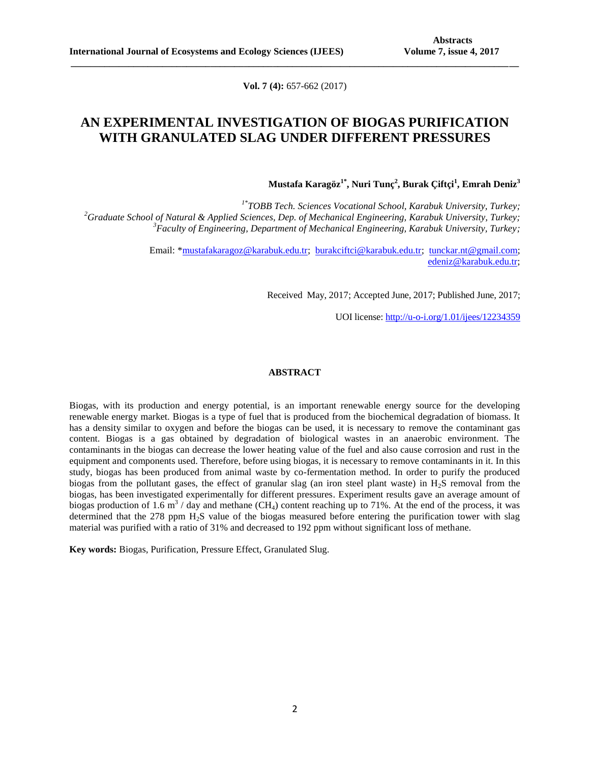**Vol. 7 (4):** 657-662 (2017)

# AN EXPERIMENTAL INVESTIGATION OF BIOGAS PURIFICATION WITH GRANULATED SLAG UNDER DIFFERENT PRESSURES

**Mustafa Karagöz[1*], Nuri Tunç[2], Burak Çiftçi[1], Emrah Deniz[3]**

*[1*]TOBB Tech. Sciences Vocational School, Karabuk University, Turkey;*
*[2]Graduate School of Natural & Applied Sciences, Dep. of Mechanical Engineering, Karabuk University, Turkey;*
*[3]Faculty of Engineering, Department of Mechanical Engineering, Karabuk University, Turkey;*

Email: *mustafakaragoz@karabuk.edu.tr; burakciftci@karabuk.edu.tr; tunckar.nt@gmail.com; edeniz@karabuk.edu.tr;

Received May, 2017; Accepted June, 2017; Published June, 2017;

UOI license: http://u-o-i.org/1.01/ijees/12234359

## ABSTRACT

Biogas, with its production and energy potential, is an important renewable energy source for the developing renewable energy market. Biogas is a type of fuel that is produced from the biochemical degradation of biomass. It has a density similar to oxygen and before the biogas can be used, it is necessary to remove the contaminant gas content. Biogas is a gas obtained by degradation of biological wastes in an anaerobic environment. The contaminants in the biogas can decrease the lower heating value of the fuel and also cause corrosion and rust in the equipment and components used. Therefore, before using biogas, it is necessary to remove contaminants in it. In this study, biogas has been produced from animal waste by co-fermentation method. In order to purify the produced biogas from the pollutant gases, the effect of granular slag (an iron steel plant waste) in $H_2S$ removal from the biogas, has been investigated experimentally for different pressures. Experiment results gave an average amount of biogas production of 1.6 $m^3$ / day and methane ($CH_4$) content reaching up to 71%. At the end of the process, it was determined that the 278 ppm $H_2S$ value of the biogas measured before entering the purification tower with slag material was purified with a ratio of 31% and decreased to 192 ppm without significant loss of methane.

**Key words:** Biogas, Purification, Pressure Effect, Granulated Slug.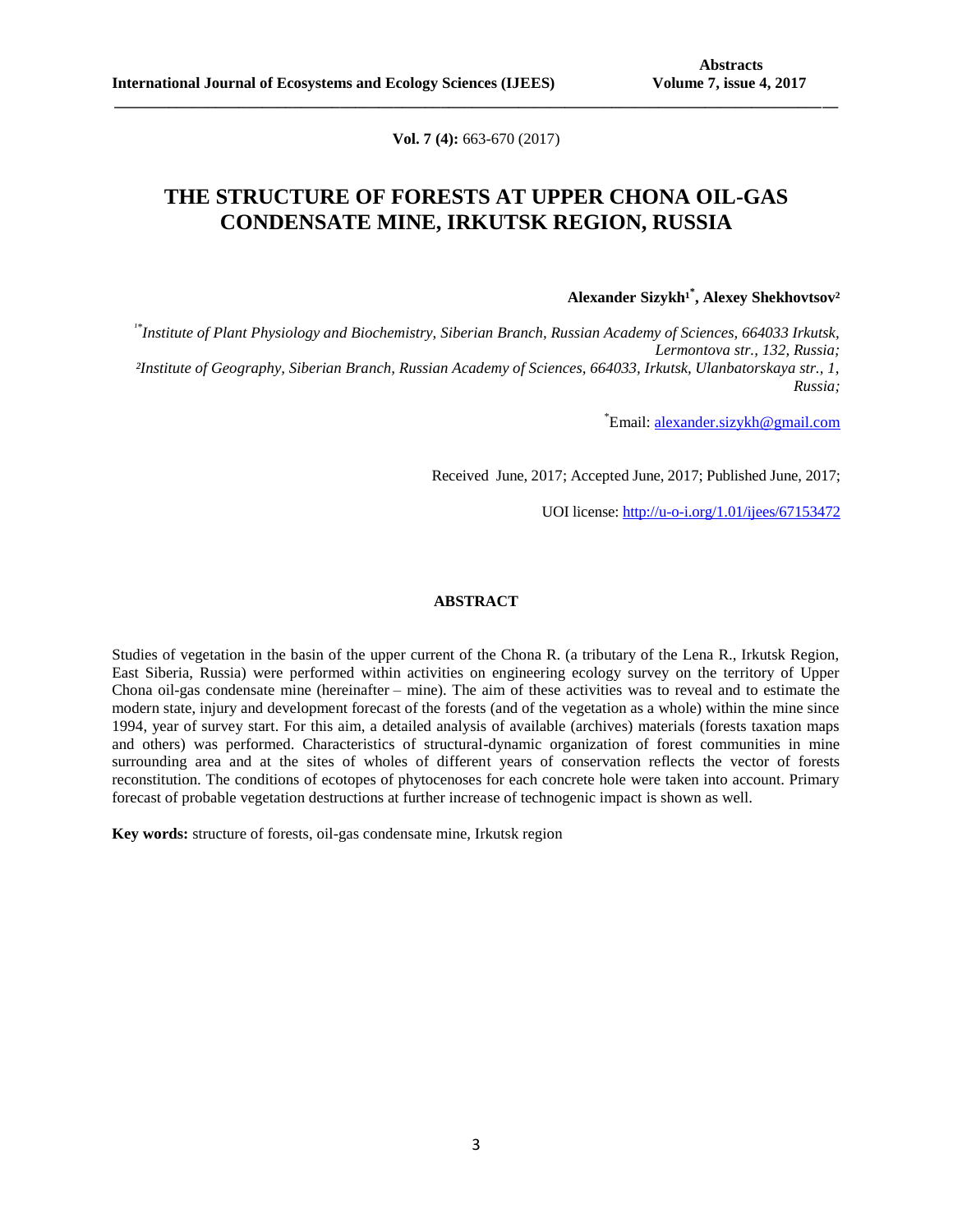**Vol. 7 (4):** 663-670 (2017)

# THE STRUCTURE OF FORESTS AT UPPER CHONA OIL-GAS CONDENSATE MINE, IRKUTSK REGION, RUSSIA

**Alexander Sizykh[1*], Alexey Shekhovtsov[2]**

*[1*]Institute of Plant Physiology and Biochemistry, Siberian Branch, Russian Academy of Sciences, 664033 Irkutsk, Lermontova str., 132, Russia;*
*[2]Institute of Geography, Siberian Branch, Russian Academy of Sciences, 664033, Irkutsk, Ulanbatorskaya str., 1, Russia;*

[*]Email: alexander.sizykh@gmail.com

Received June, 2017; Accepted June, 2017; Published June, 2017;

UOI license: http://u-o-i.org/1.01/ijees/67153472

## ABSTRACT

Studies of vegetation in the basin of the upper current of the Chona R. (a tributary of the Lena R., Irkutsk Region, East Siberia, Russia) were performed within activities on engineering ecology survey on the territory of Upper Chona oil-gas condensate mine (hereinafter – mine). The aim of these activities was to reveal and to estimate the modern state, injury and development forecast of the forests (and of the vegetation as a whole) within the mine since 1994, year of survey start. For this aim, a detailed analysis of available (archives) materials (forests taxation maps and others) was performed. Characteristics of structural-dynamic organization of forest communities in mine surrounding area and at the sites of wholes of different years of conservation reflects the vector of forests reconstitution. The conditions of ecotopes of phytocenoses for each concrete hole were taken into account. Primary forecast of probable vegetation destructions at further increase of technogenic impact is shown as well.

**Key words:** structure of forests, oil-gas condensate mine, Irkutsk region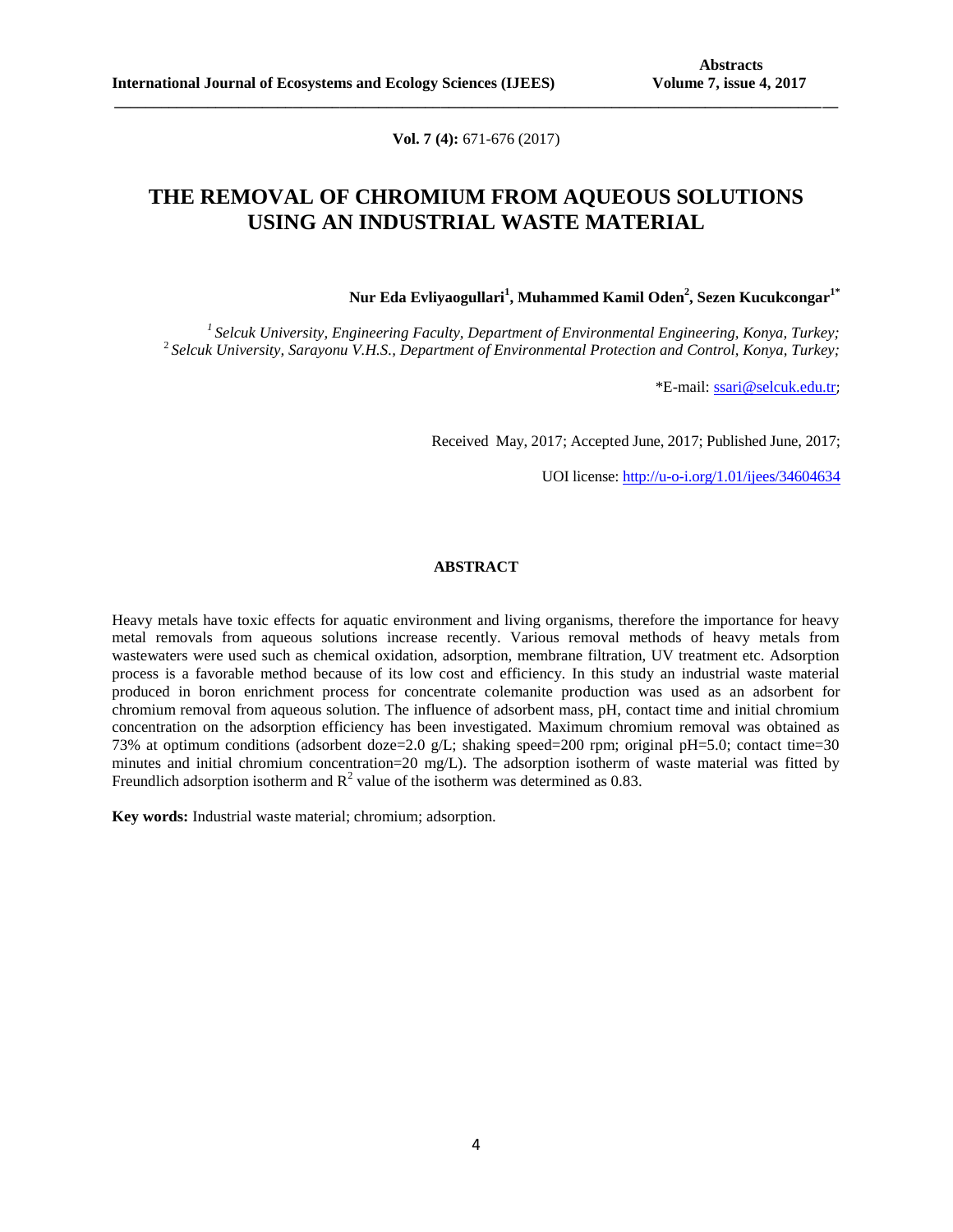**Vol. 7 (4):** 671-676 (2017)

# THE REMOVAL OF CHROMIUM FROM AQUEOUS SOLUTIONS USING AN INDUSTRIAL WASTE MATERIAL

**Nur Eda Evliyaogullari[1], Muhammed Kamil Oden[2], Sezen Kucukcongar[1*]**

*[1] Selcuk University, Engineering Faculty, Department of Environmental Engineering, Konya, Turkey;*
*[2] Selcuk University, Sarayonu V.H.S., Department of Environmental Protection and Control, Konya, Turkey;*

*E-mail: ssari@selcuk.edu.tr;

Received May, 2017; Accepted June, 2017; Published June, 2017;

UOI license: http://u-o-i.org/1.01/ijees/34604634

## ABSTRACT

Heavy metals have toxic effects for aquatic environment and living organisms, therefore the importance for heavy metal removals from aqueous solutions increase recently. Various removal methods of heavy metals from wastewaters were used such as chemical oxidation, adsorption, membrane filtration, UV treatment etc. Adsorption process is a favorable method because of its low cost and efficiency. In this study an industrial waste material produced in boron enrichment process for concentrate colemanite production was used as an adsorbent for chromium removal from aqueous solution. The influence of adsorbent mass, pH, contact time and initial chromium concentration on the adsorption efficiency has been investigated. Maximum chromium removal was obtained as 73% at optimum conditions (adsorbent doze=2.0 g/L; shaking speed=200 rpm; original pH=5.0; contact time=30 minutes and initial chromium concentration=20 mg/L). The adsorption isotherm of waste material was fitted by Freundlich adsorption isotherm and $R^2$ value of the isotherm was determined as 0.83.

**Key words:** Industrial waste material; chromium; adsorption.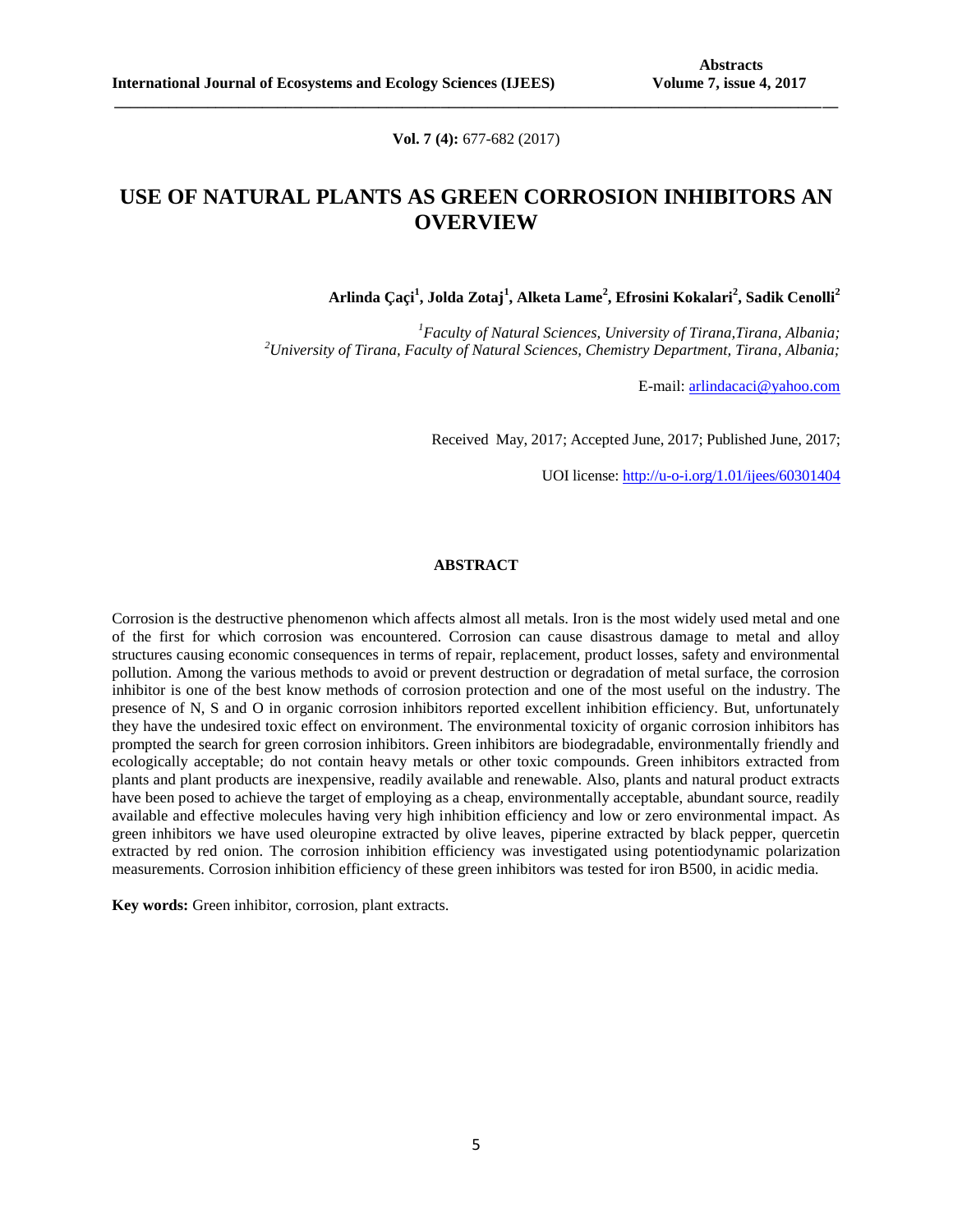**Vol. 7 (4):** 677-682 (2017)

# USE OF NATURAL PLANTS AS GREEN CORROSION INHIBITORS AN OVERVIEW

**Arlinda Çaçi[1], Jolda Zotaj[1], Alketa Lame[2], Efrosini Kokalari[2], Sadik Cenolli[2]**

*[1]Faculty of Natural Sciences, University of Tirana,Tirana, Albania;*
*[2]University of Tirana, Faculty of Natural Sciences, Chemistry Department, Tirana, Albania;*

E-mail: arlindacaci@yahoo.com

Received May, 2017; Accepted June, 2017; Published June, 2017;

UOI license: http://u-o-i.org/1.01/ijees/60301404

## ABSTRACT

Corrosion is the destructive phenomenon which affects almost all metals. Iron is the most widely used metal and one of the first for which corrosion was encountered. Corrosion can cause disastrous damage to metal and alloy structures causing economic consequences in terms of repair, replacement, product losses, safety and environmental pollution. Among the various methods to avoid or prevent destruction or degradation of metal surface, the corrosion inhibitor is one of the best know methods of corrosion protection and one of the most useful on the industry. The presence of N, S and O in organic corrosion inhibitors reported excellent inhibition efficiency. But, unfortunately they have the undesired toxic effect on environment. The environmental toxicity of organic corrosion inhibitors has prompted the search for green corrosion inhibitors. Green inhibitors are biodegradable, environmentally friendly and ecologically acceptable; do not contain heavy metals or other toxic compounds. Green inhibitors extracted from plants and plant products are inexpensive, readily available and renewable. Also, plants and natural product extracts have been posed to achieve the target of employing as a cheap, environmentally acceptable, abundant source, readily available and effective molecules having very high inhibition efficiency and low or zero environmental impact. As green inhibitors we have used oleuropine extracted by olive leaves, piperine extracted by black pepper, quercetin extracted by red onion. The corrosion inhibition efficiency was investigated using potentiodynamic polarization measurements. Corrosion inhibition efficiency of these green inhibitors was tested for iron B500, in acidic media.

**Key words:** Green inhibitor, corrosion, plant extracts.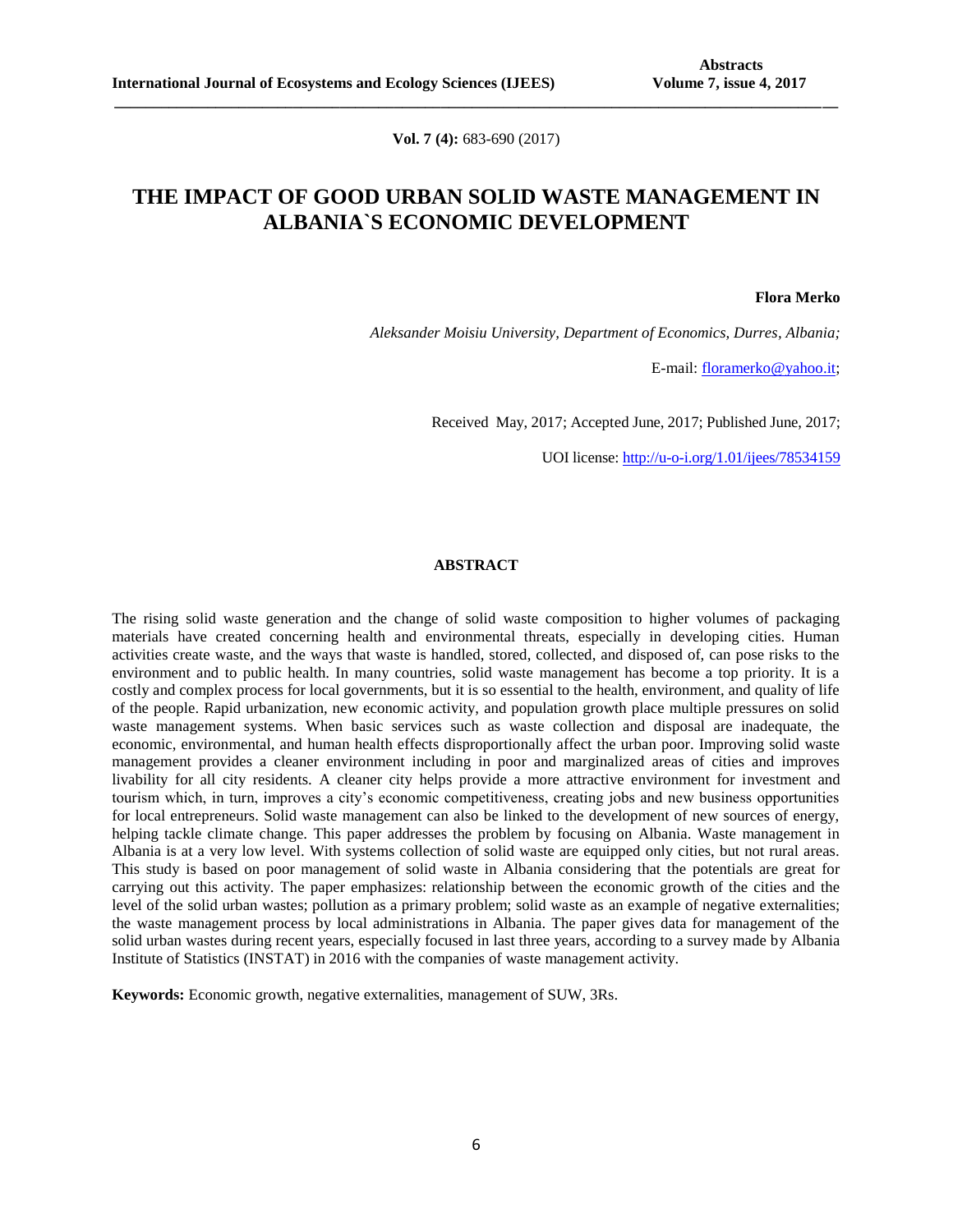**Vol. 7 (4):** 683-690 (2017)

# THE IMPACT OF GOOD URBAN SOLID WASTE MANAGEMENT IN ALBANIA`S ECONOMIC DEVELOPMENT

**Flora Merko**

*Aleksander Moisiu University, Department of Economics, Durres, Albania;*

E-mail: floramerko@yahoo.it;

Received May, 2017; Accepted June, 2017; Published June, 2017;

UOI license: http://u-o-i.org/1.01/ijees/78534159

## ABSTRACT

The rising solid waste generation and the change of solid waste composition to higher volumes of packaging materials have created concerning health and environmental threats, especially in developing cities. Human activities create waste, and the ways that waste is handled, stored, collected, and disposed of, can pose risks to the environment and to public health. In many countries, solid waste management has become a top priority. It is a costly and complex process for local governments, but it is so essential to the health, environment, and quality of life of the people. Rapid urbanization, new economic activity, and population growth place multiple pressures on solid waste management systems. When basic services such as waste collection and disposal are inadequate, the economic, environmental, and human health effects disproportionally affect the urban poor. Improving solid waste management provides a cleaner environment including in poor and marginalized areas of cities and improves livability for all city residents. A cleaner city helps provide a more attractive environment for investment and tourism which, in turn, improves a city's economic competitiveness, creating jobs and new business opportunities for local entrepreneurs. Solid waste management can also be linked to the development of new sources of energy, helping tackle climate change. This paper addresses the problem by focusing on Albania. Waste management in Albania is at a very low level. With systems collection of solid waste are equipped only cities, but not rural areas. This study is based on poor management of solid waste in Albania considering that the potentials are great for carrying out this activity. The paper emphasizes: relationship between the economic growth of the cities and the level of the solid urban wastes; pollution as a primary problem; solid waste as an example of negative externalities; the waste management process by local administrations in Albania. The paper gives data for management of the solid urban wastes during recent years, especially focused in last three years, according to a survey made by Albania Institute of Statistics (INSTAT) in 2016 with the companies of waste management activity.

**Keywords:** Economic growth, negative externalities, management of SUW, 3Rs.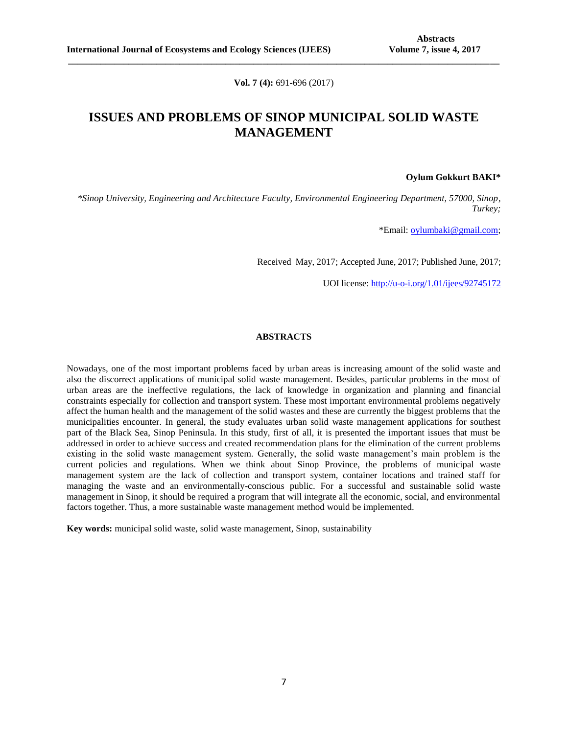**Vol. 7 (4):** 691-696 (2017)

# ISSUES AND PROBLEMS OF SINOP MUNICIPAL SOLID WASTE MANAGEMENT

**Oylum Gokkurt BAKI***

*\*Sinop University, Engineering and Architecture Faculty, Environmental Engineering Department, 57000, Sinop, Turkey;*

\*Email: oylumbaki@gmail.com;

Received May, 2017; Accepted June, 2017; Published June, 2017;

UOI license: http://u-o-i.org/1.01/ijees/92745172

## ABSTRACTS

Nowadays, one of the most important problems faced by urban areas is increasing amount of the solid waste and also the discorrect applications of municipal solid waste management. Besides, particular problems in the most of urban areas are the ineffective regulations, the lack of knowledge in organization and planning and financial constraints especially for collection and transport system. These most important environmental problems negatively affect the human health and the management of the solid wastes and these are currently the biggest problems that the municipalities encounter. In general, the study evaluates urban solid waste management applications for southest part of the Black Sea, Sinop Peninsula. In this study, first of all, it is presented the important issues that must be addressed in order to achieve success and created recommendation plans for the elimination of the current problems existing in the solid waste management system. Generally, the solid waste management's main problem is the current policies and regulations. When we think about Sinop Province, the problems of municipal waste management system are the lack of collection and transport system, container locations and trained staff for managing the waste and an environmentally-conscious public. For a successful and sustainable solid waste management in Sinop, it should be required a program that will integrate all the economic, social, and environmental factors together. Thus, a more sustainable waste management method would be implemented.

**Key words:** municipal solid waste, solid waste management, Sinop, sustainability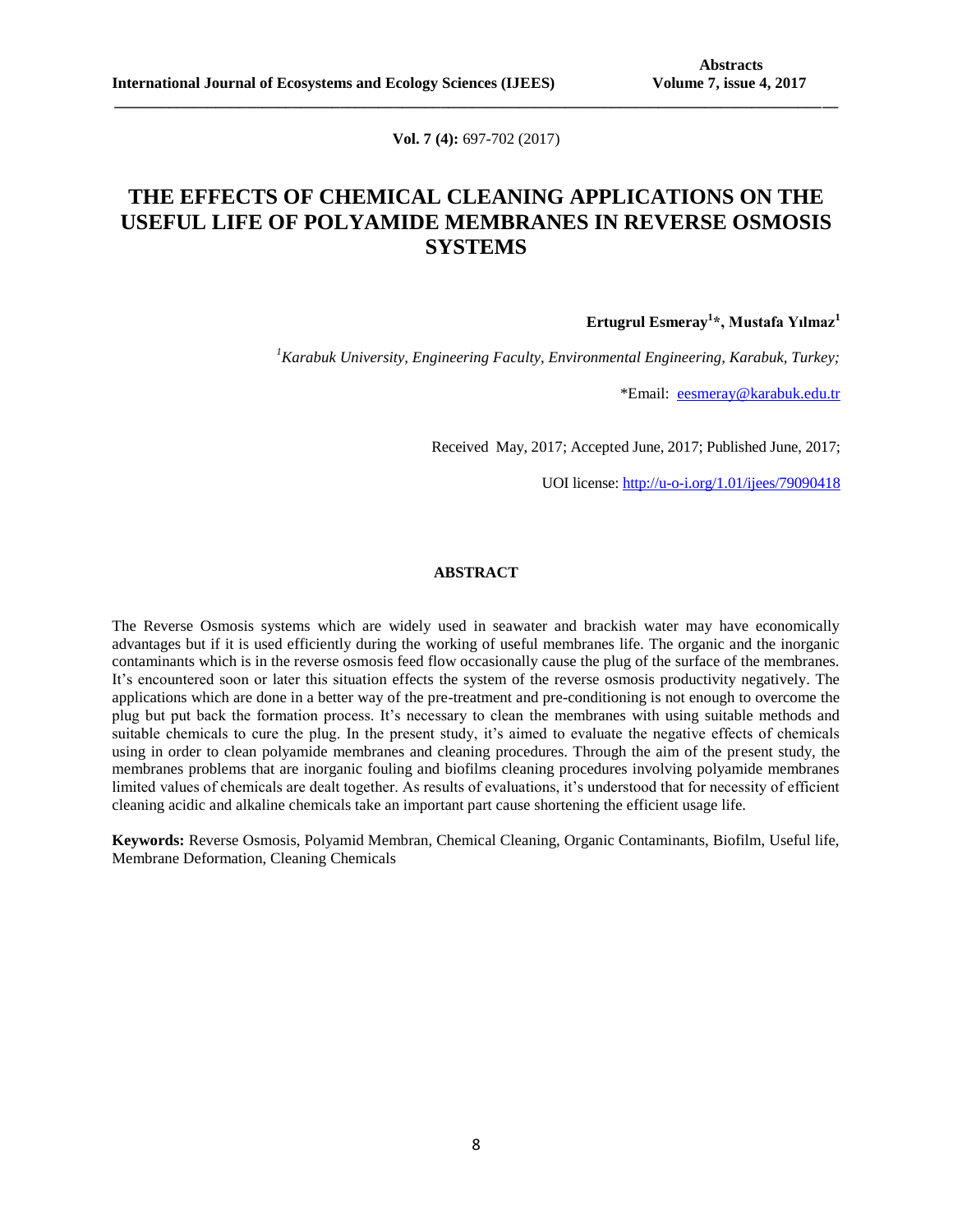**Vol. 7 (4):** 697-702 (2017)

# THE EFFECTS OF CHEMICAL CLEANING APPLICATIONS ON THE USEFUL LIFE OF POLYAMIDE MEMBRANES IN REVERSE OSMOSIS SYSTEMS

**Ertugrul Esmeray[1]*, Mustafa Yılmaz[1]**

[1]*Karabuk University, Engineering Faculty, Environmental Engineering, Karabuk, Turkey;*

*Email: eesmeray@karabuk.edu.tr

Received May, 2017; Accepted June, 2017; Published June, 2017;

UOI license: http://u-o-i.org/1.01/ijees/79090418

## ABSTRACT

The Reverse Osmosis systems which are widely used in seawater and brackish water may have economically advantages but if it is used efficiently during the working of useful membranes life. The organic and the inorganic contaminants which is in the reverse osmosis feed flow occasionally cause the plug of the surface of the membranes. It's encountered soon or later this situation effects the system of the reverse osmosis productivity negatively. The applications which are done in a better way of the pre-treatment and pre-conditioning is not enough to overcome the plug but put back the formation process. It's necessary to clean the membranes with using suitable methods and suitable chemicals to cure the plug. In the present study, it's aimed to evaluate the negative effects of chemicals using in order to clean polyamide membranes and cleaning procedures. Through the aim of the present study, the membranes problems that are inorganic fouling and biofilms cleaning procedures involving polyamide membranes limited values of chemicals are dealt together. As results of evaluations, it's understood that for necessity of efficient cleaning acidic and alkaline chemicals take an important part cause shortening the efficient usage life.

**Keywords:** Reverse Osmosis, Polyamid Membran, Chemical Cleaning, Organic Contaminants, Biofilm, Useful life, Membrane Deformation, Cleaning Chemicals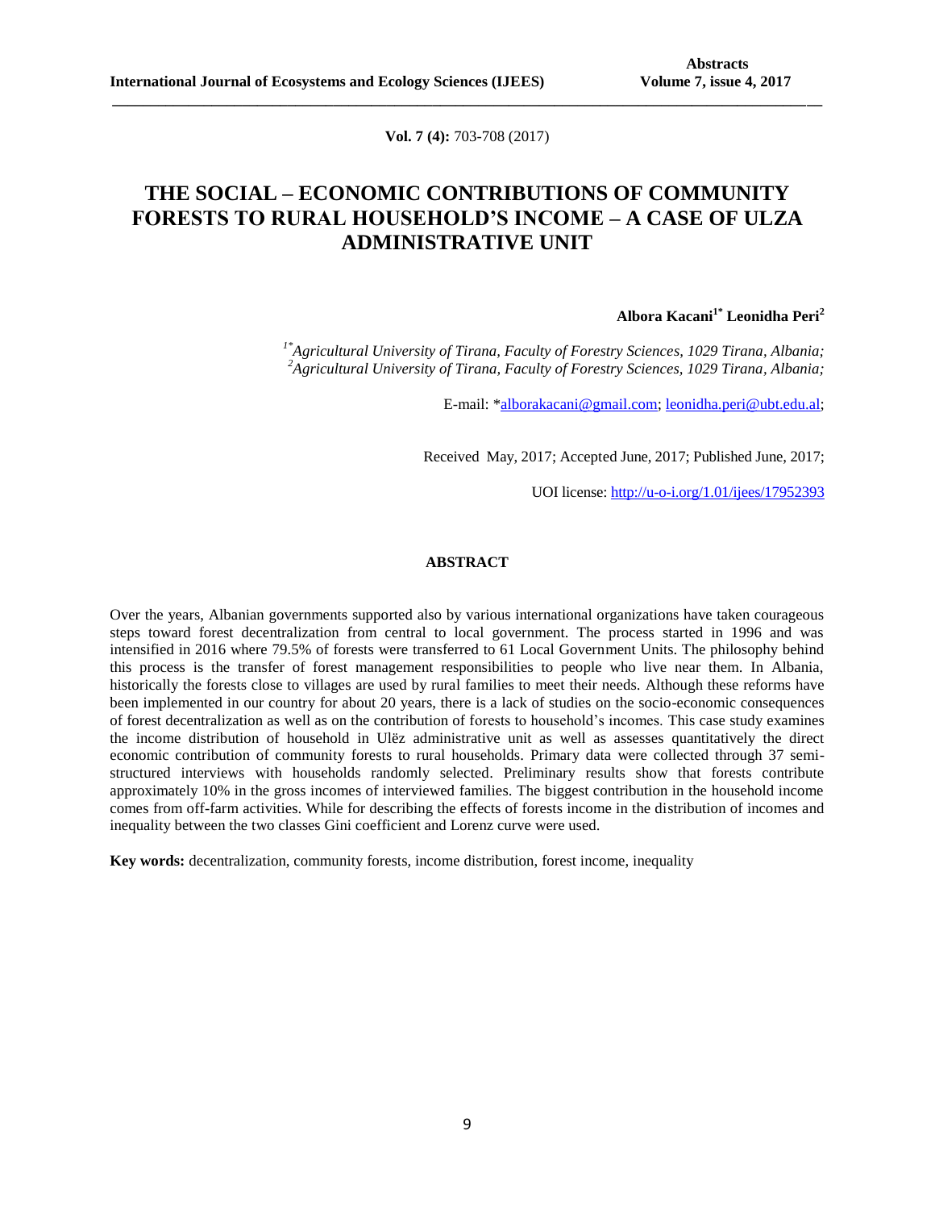**Vol. 7 (4):** 703-708 (2017)

# THE SOCIAL – ECONOMIC CONTRIBUTIONS OF COMMUNITY FORESTS TO RURAL HOUSEHOLD'S INCOME – A CASE OF ULZA ADMINISTRATIVE UNIT

**Albora Kacani[1*] Leonidha Peri[2]**

*[1*]Agricultural University of Tirana, Faculty of Forestry Sciences, 1029 Tirana, Albania;*
*[2]Agricultural University of Tirana, Faculty of Forestry Sciences, 1029 Tirana, Albania;*

E-mail: *alborakacani@gmail.com; leonidha.peri@ubt.edu.al;

Received May, 2017; Accepted June, 2017; Published June, 2017;

UOI license: http://u-o-i.org/1.01/ijees/17952393

## ABSTRACT

Over the years, Albanian governments supported also by various international organizations have taken courageous steps toward forest decentralization from central to local government. The process started in 1996 and was intensified in 2016 where 79.5% of forests were transferred to 61 Local Government Units. The philosophy behind this process is the transfer of forest management responsibilities to people who live near them. In Albania, historically the forests close to villages are used by rural families to meet their needs. Although these reforms have been implemented in our country for about 20 years, there is a lack of studies on the socio-economic consequences of forest decentralization as well as on the contribution of forests to household's incomes. This case study examines the income distribution of household in Ulëz administrative unit as well as assesses quantitatively the direct economic contribution of community forests to rural households. Primary data were collected through 37 semi-structured interviews with households randomly selected. Preliminary results show that forests contribute approximately 10% in the gross incomes of interviewed families. The biggest contribution in the household income comes from off-farm activities. While for describing the effects of forests income in the distribution of incomes and inequality between the two classes Gini coefficient and Lorenz curve were used.

**Key words:** decentralization, community forests, income distribution, forest income, inequality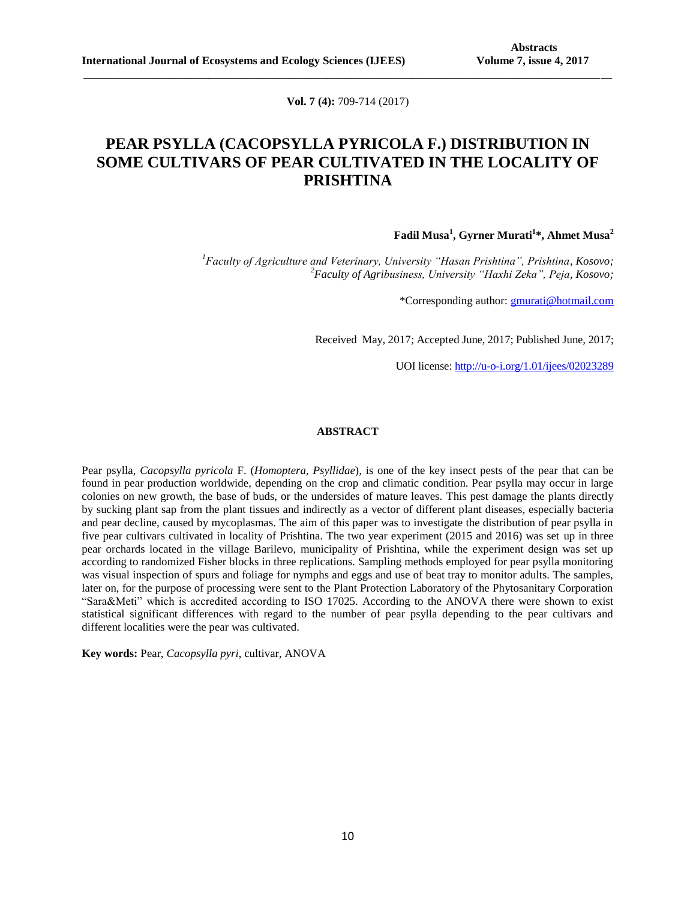**Vol. 7 (4):** 709-714 (2017)

# PEAR PSYLLA (CACOPSYLLA PYRICOLA F.) DISTRIBUTION IN SOME CULTIVARS OF PEAR CULTIVATED IN THE LOCALITY OF PRISHTINA

**Fadil Musa[1], Gyrner Murati[1]*, Ahmet Musa[2]**

[1]*Faculty of Agriculture and Veterinary, University "Hasan Prishtina", Prishtina, Kosovo;*
[2]*Faculty of Agribusiness, University "Haxhi Zeka", Peja, Kosovo;*

*Corresponding author: gmurati@hotmail.com

Received May, 2017; Accepted June, 2017; Published June, 2017;

UOI license: http://u-o-i.org/1.01/ijees/02023289

## ABSTRACT

Pear psylla, *Cacopsylla pyricola* F. (*Homoptera*, *Psyllidae*), is one of the key insect pests of the pear that can be found in pear production worldwide, depending on the crop and climatic condition. Pear psylla may occur in large colonies on new growth, the base of buds, or the undersides of mature leaves. This pest damage the plants directly by sucking plant sap from the plant tissues and indirectly as a vector of different plant diseases, especially bacteria and pear decline, caused by mycoplasmas. The aim of this paper was to investigate the distribution of pear psylla in five pear cultivars cultivated in locality of Prishtina. The two year experiment (2015 and 2016) was set up in three pear orchards located in the village Barilevo, municipality of Prishtina, while the experiment design was set up according to randomized Fisher blocks in three replications. Sampling methods employed for pear psylla monitoring was visual inspection of spurs and foliage for nymphs and eggs and use of beat tray to monitor adults. The samples, later on, for the purpose of processing were sent to the Plant Protection Laboratory of the Phytosanitary Corporation "Sara&Meti" which is accredited according to ISO 17025. According to the ANOVA there were shown to exist statistical significant differences with regard to the number of pear psylla depending to the pear cultivars and different localities were the pear was cultivated.

**Key words:** Pear, *Cacopsylla pyri*, cultivar, ANOVA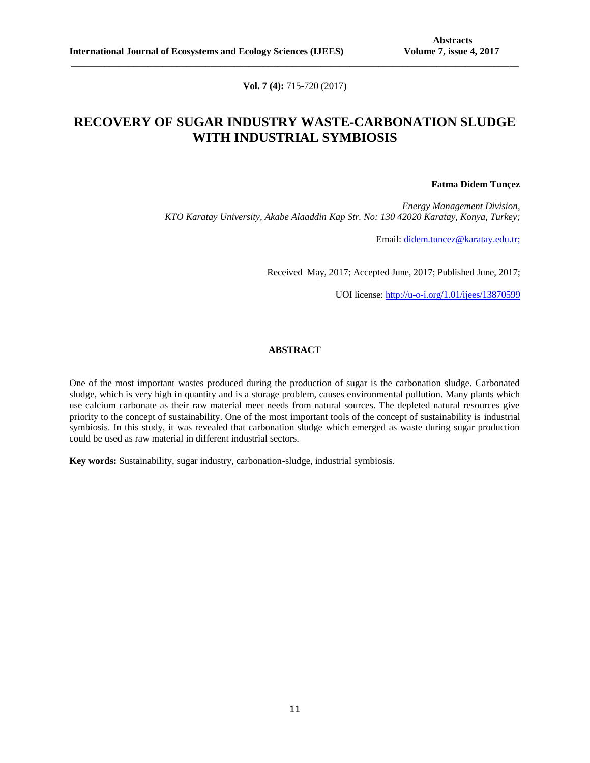**Vol. 7 (4):** 715-720 (2017)

# RECOVERY OF SUGAR INDUSTRY WASTE-CARBONATION SLUDGE WITH INDUSTRIAL SYMBIOSIS

**Fatma Didem Tunçez**

*Energy Management Division, KTO Karatay University, Akabe Alaaddin Kap Str. No: 130 42020 Karatay, Konya, Turkey;*

Email: didem.tuncez@karatay.edu.tr;

Received May, 2017; Accepted June, 2017; Published June, 2017;

UOI license: http://u-o-i.org/1.01/ijees/13870599

## ABSTRACT

One of the most important wastes produced during the production of sugar is the carbonation sludge. Carbonated sludge, which is very high in quantity and is a storage problem, causes environmental pollution. Many plants which use calcium carbonate as their raw material meet needs from natural sources. The depleted natural resources give priority to the concept of sustainability. One of the most important tools of the concept of sustainability is industrial symbiosis. In this study, it was revealed that carbonation sludge which emerged as waste during sugar production could be used as raw material in different industrial sectors.

**Key words:** Sustainability, sugar industry, carbonation-sludge, industrial symbiosis.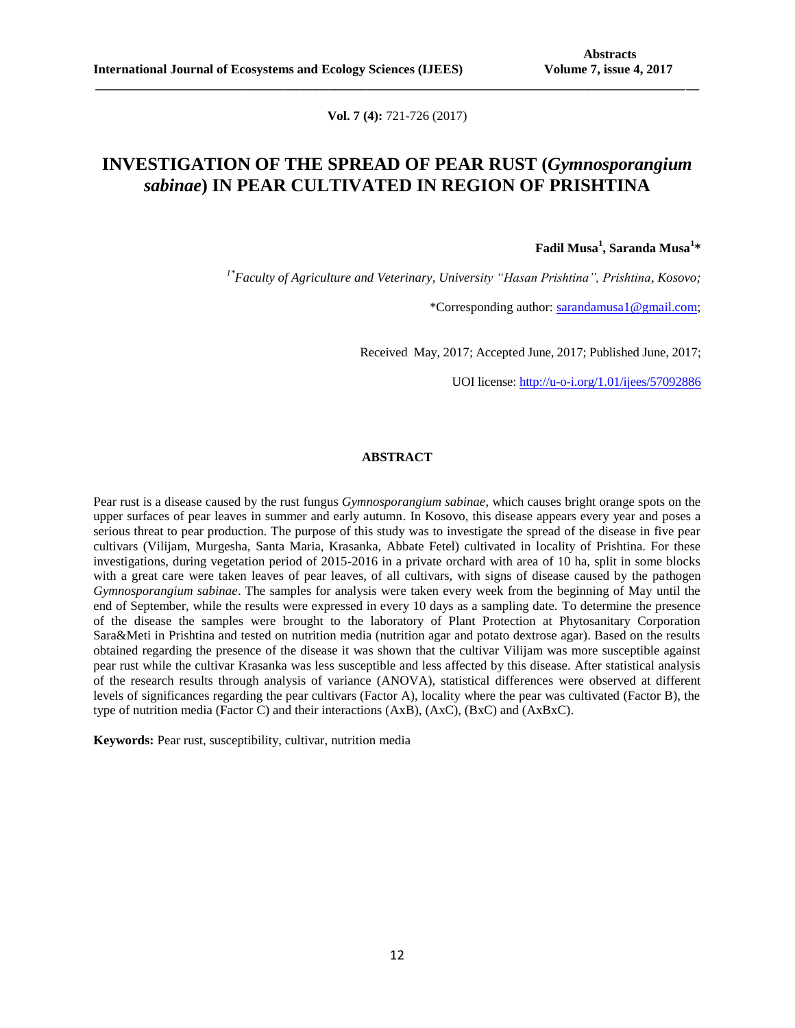**Vol. 7 (4):** 721-726 (2017)

# INVESTIGATION OF THE SPREAD OF PEAR RUST (*Gymnosporangium sabinae*) IN PEAR CULTIVATED IN REGION OF PRISHTINA

**Fadil Musa[1], Saranda Musa[1]\***

[1\*]*Faculty of Agriculture and Veterinary, University "Hasan Prishtina", Prishtina, Kosovo;*

\*Corresponding author: sarandamusa1@gmail.com;

Received May, 2017; Accepted June, 2017; Published June, 2017;

UOI license: http://u-o-i.org/1.01/ijees/57092886

## ABSTRACT

Pear rust is a disease caused by the rust fungus *Gymnosporangium sabinae*, which causes bright orange spots on the upper surfaces of pear leaves in summer and early autumn. In Kosovo, this disease appears every year and poses a serious threat to pear production. The purpose of this study was to investigate the spread of the disease in five pear cultivars (Vilijam, Murgesha, Santa Maria, Krasanka, Abbate Fetel) cultivated in locality of Prishtina. For these investigations, during vegetation period of 2015-2016 in a private orchard with area of 10 ha, split in some blocks with a great care were taken leaves of pear leaves, of all cultivars, with signs of disease caused by the pathogen *Gymnosporangium sabinae*. The samples for analysis were taken every week from the beginning of May until the end of September, while the results were expressed in every 10 days as a sampling date. To determine the presence of the disease the samples were brought to the laboratory of Plant Protection at Phytosanitary Corporation Sara&Meti in Prishtina and tested on nutrition media (nutrition agar and potato dextrose agar). Based on the results obtained regarding the presence of the disease it was shown that the cultivar Vilijam was more susceptible against pear rust while the cultivar Krasanka was less susceptible and less affected by this disease. After statistical analysis of the research results through analysis of variance (ANOVA), statistical differences were observed at different levels of significances regarding the pear cultivars (Factor A), locality where the pear was cultivated (Factor B), the type of nutrition media (Factor C) and their interactions (AxB), (AxC), (BxC) and (AxBxC).

**Keywords:** Pear rust, susceptibility, cultivar, nutrition media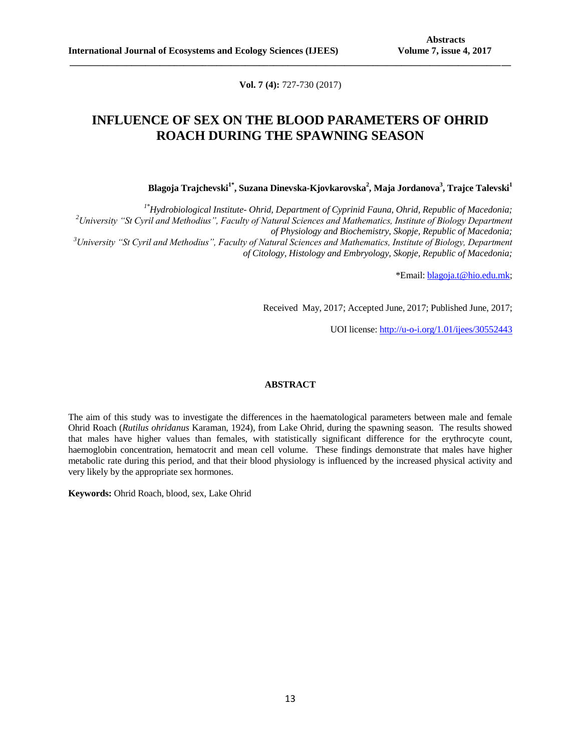**Vol. 7 (4):** 727-730 (2017)

# INFLUENCE OF SEX ON THE BLOOD PARAMETERS OF OHRID ROACH DURING THE SPAWNING SEASON

**Blagoja Trajchevski[1*], Suzana Dinevska-Kjovkarovska[2], Maja Jordanova[3], Trajce Talevski[1]**

*[1*]Hydrobiological Institute- Ohrid, Department of Cyprinid Fauna, Ohrid, Republic of Macedonia;*
*[2]University "St Cyril and Methodius", Faculty of Natural Sciences and Mathematics, Institute of Biology Department of Physiology and Biochemistry, Skopje, Republic of Macedonia;*
*[3]University "St Cyril and Methodius", Faculty of Natural Sciences and Mathematics, Institute of Biology, Department of Citology, Histology and Embryology, Skopje, Republic of Macedonia;*

*Email: blagoja.t@hio.edu.mk;

Received May, 2017; Accepted June, 2017; Published June, 2017;

UOI license: http://u-o-i.org/1.01/ijees/30552443

## ABSTRACT

The aim of this study was to investigate the differences in the haematological parameters between male and female Ohrid Roach (*Rutilus ohridanus* Karaman, 1924), from Lake Ohrid, during the spawning season. The results showed that males have higher values than females, with statistically significant difference for the erythrocyte count, haemoglobin concentration, hematocrit and mean cell volume. These findings demonstrate that males have higher metabolic rate during this period, and that their blood physiology is influenced by the increased physical activity and very likely by the appropriate sex hormones.

**Keywords:** Ohrid Roach, blood, sex, Lake Ohrid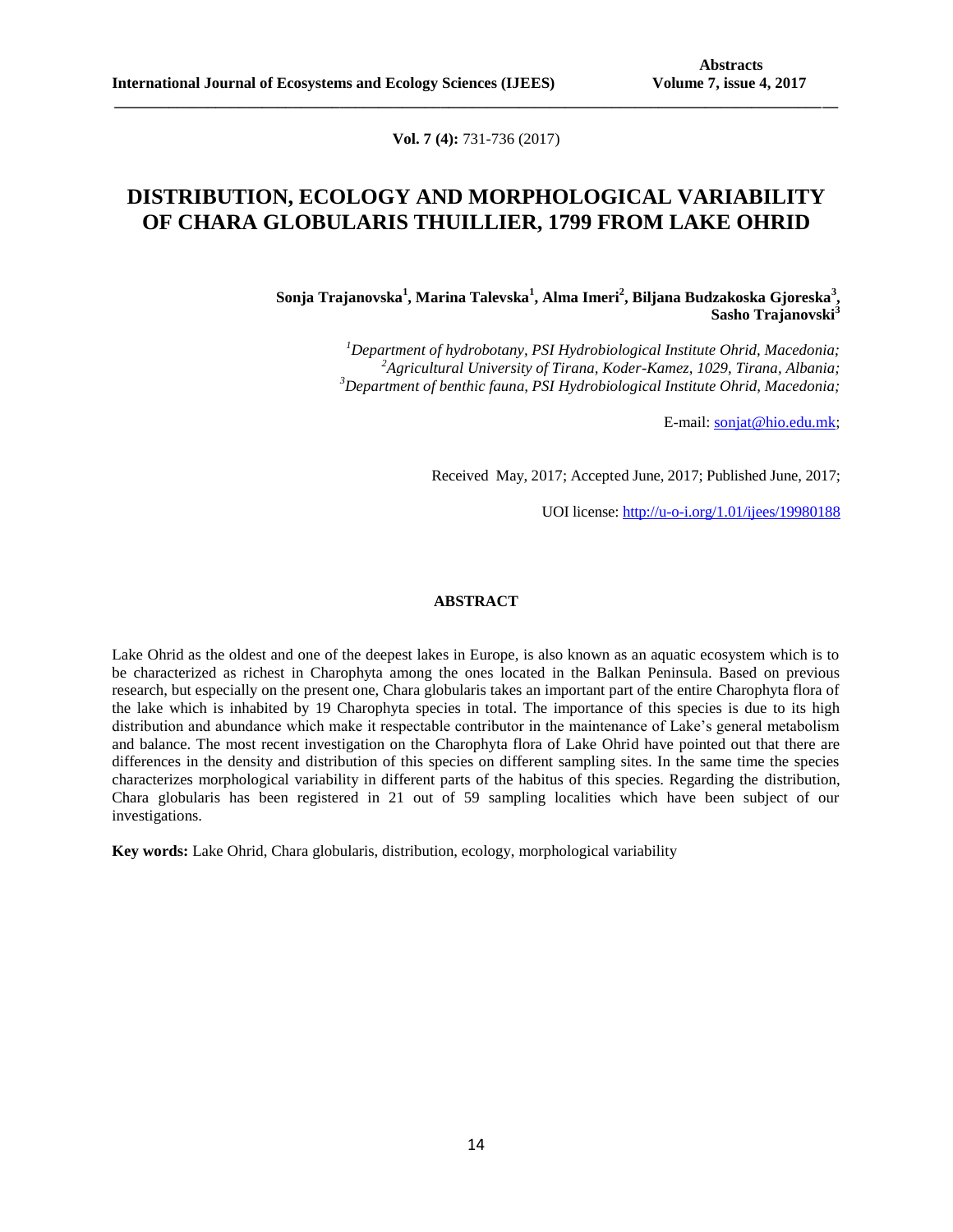**Vol. 7 (4):** 731-736 (2017)

# DISTRIBUTION, ECOLOGY AND MORPHOLOGICAL VARIABILITY OF CHARA GLOBULARIS THUILLIER, 1799 FROM LAKE OHRID

**Sonja Trajanovska[1], Marina Talevska[1], Alma Imeri[2], Biljana Budzakoska Gjoreska[3], Sasho Trajanovski[3]**

[1]*Department of hydrobotany, PSI Hydrobiological Institute Ohrid, Macedonia;*
[2]*Agricultural University of Tirana, Koder-Kamez, 1029, Tirana, Albania;*
[3]*Department of benthic fauna, PSI Hydrobiological Institute Ohrid, Macedonia;*

E-mail: sonjat@hio.edu.mk;

Received May, 2017; Accepted June, 2017; Published June, 2017;

UOI license: http://u-o-i.org/1.01/ijees/19980188

## ABSTRACT

Lake Ohrid as the oldest and one of the deepest lakes in Europe, is also known as an aquatic ecosystem which is to be characterized as richest in Charophyta among the ones located in the Balkan Peninsula. Based on previous research, but especially on the present one, Chara globularis takes an important part of the entire Charophyta flora of the lake which is inhabited by 19 Charophyta species in total. The importance of this species is due to its high distribution and abundance which make it respectable contributor in the maintenance of Lake's general metabolism and balance. The most recent investigation on the Charophyta flora of Lake Ohrid have pointed out that there are differences in the density and distribution of this species on different sampling sites. In the same time the species characterizes morphological variability in different parts of the habitus of this species. Regarding the distribution, Chara globularis has been registered in 21 out of 59 sampling localities which have been subject of our investigations.

**Key words:** Lake Ohrid, Chara globularis, distribution, ecology, morphological variability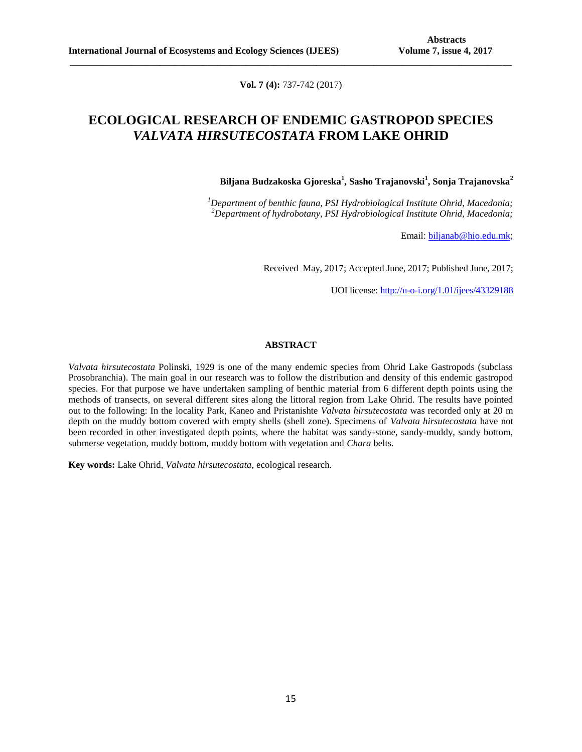**Vol. 7 (4):** 737-742 (2017)

# ECOLOGICAL RESEARCH OF ENDEMIC GASTROPOD SPECIES *VALVATA HIRSUTECOSTATA* FROM LAKE OHRID

**Biljana Budzakoska Gjoreska[1], Sasho Trajanovski[1], Sonja Trajanovska[2]**

*[1]Department of benthic fauna, PSI Hydrobiological Institute Ohrid, Macedonia;*
*[2]Department of hydrobotany, PSI Hydrobiological Institute Ohrid, Macedonia;*

Email: biljanab@hio.edu.mk;

Received May, 2017; Accepted June, 2017; Published June, 2017;

UOI license: http://u-o-i.org/1.01/ijees/43329188

## ABSTRACT

*Valvata hirsutecostata* Polinski, 1929 is one of the many endemic species from Ohrid Lake Gastropods (subclass Prosobranchia). The main goal in our research was to follow the distribution and density of this endemic gastropod species. For that purpose we have undertaken sampling of benthic material from 6 different depth points using the methods of transects, on several different sites along the littoral region from Lake Ohrid. The results have pointed out to the following: In the locality Park, Kaneo and Pristanishte *Valvata hirsutecostata* was recorded only at 20 m depth on the muddy bottom covered with empty shells (shell zone). Specimens of *Valvata hirsutecostata* have not been recorded in other investigated depth points, where the habitat was sandy-stone, sandy-muddy, sandy bottom, submerse vegetation, muddy bottom, muddy bottom with vegetation and *Chara* belts.

**Key words:** Lake Ohrid, *Valvata hirsutecostata*, ecological research.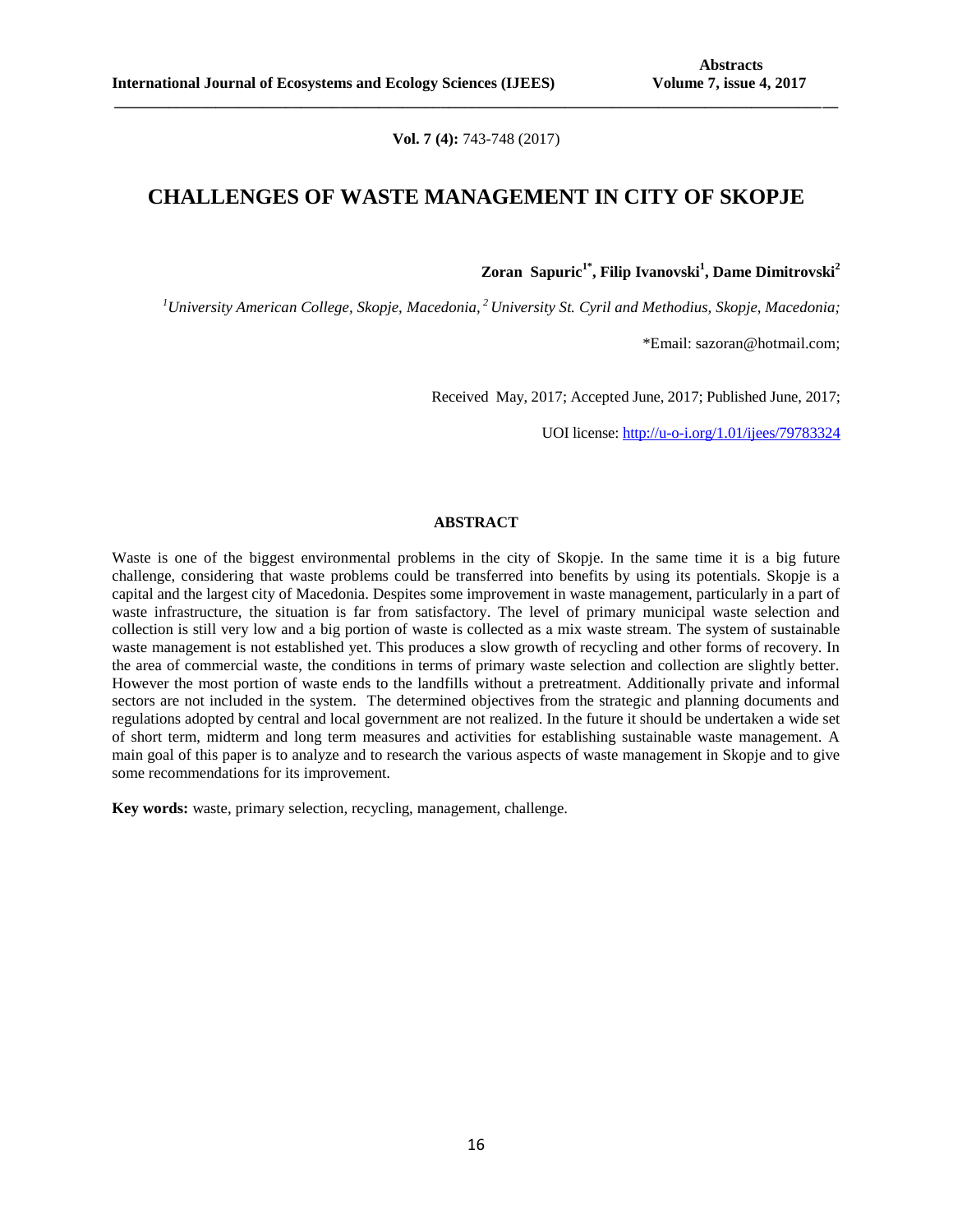**Vol. 7 (4):** 743-748 (2017)

# CHALLENGES OF WASTE MANAGEMENT IN CITY OF SKOPJE

**Zoran Sapuric[1*], Filip Ivanovski[1], Dame Dimitrovski[2]**

*[1]University American College, Skopje, Macedonia, [2] University St. Cyril and Methodius, Skopje, Macedonia;*

*Email: sazoran@hotmail.com;

Received May, 2017; Accepted June, 2017; Published June, 2017;

UOI license: http://u-o-i.org/1.01/ijees/79783324

## ABSTRACT

Waste is one of the biggest environmental problems in the city of Skopje. In the same time it is a big future challenge, considering that waste problems could be transferred into benefits by using its potentials. Skopje is a capital and the largest city of Macedonia. Despites some improvement in waste management, particularly in a part of waste infrastructure, the situation is far from satisfactory. The level of primary municipal waste selection and collection is still very low and a big portion of waste is collected as a mix waste stream. The system of sustainable waste management is not established yet. This produces a slow growth of recycling and other forms of recovery. In the area of commercial waste, the conditions in terms of primary waste selection and collection are slightly better. However the most portion of waste ends to the landfills without a pretreatment. Additionally private and informal sectors are not included in the system. The determined objectives from the strategic and planning documents and regulations adopted by central and local government are not realized. In the future it should be undertaken a wide set of short term, midterm and long term measures and activities for establishing sustainable waste management. A main goal of this paper is to analyze and to research the various aspects of waste management in Skopje and to give some recommendations for its improvement.

**Key words:** waste, primary selection, recycling, management, challenge.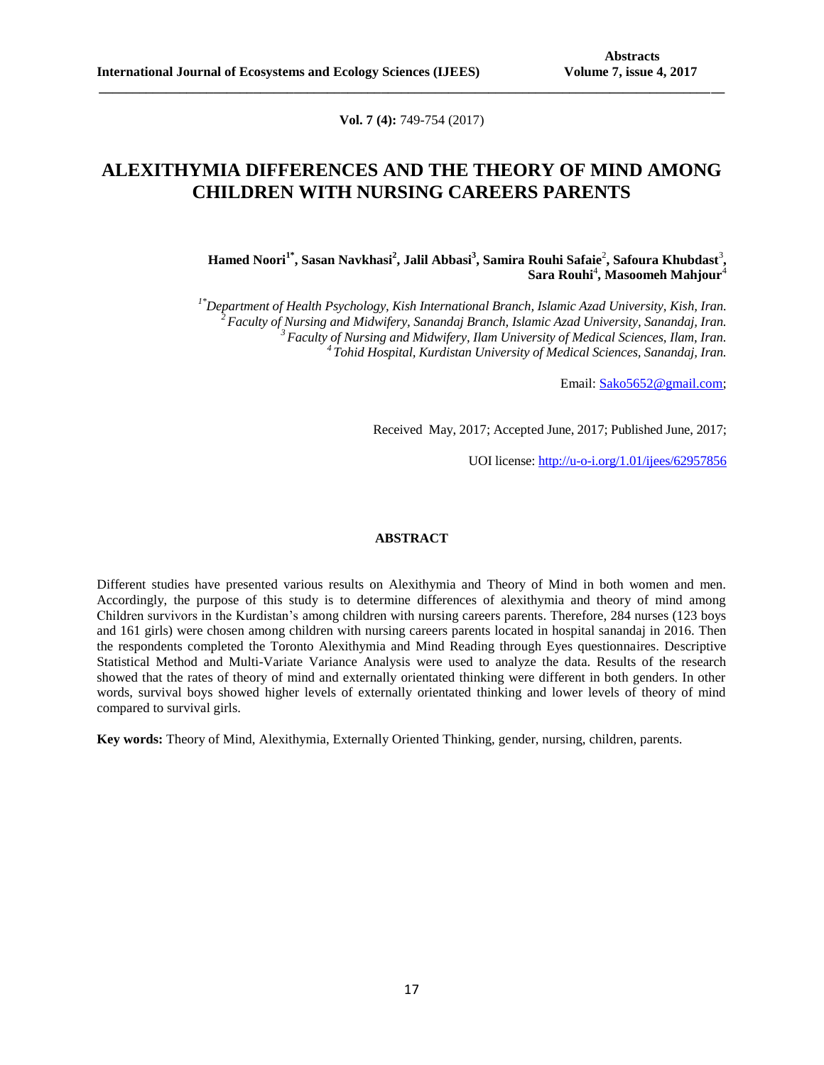**Vol. 7 (4):** 749-754 (2017)

# ALEXITHYMIA DIFFERENCES AND THE THEORY OF MIND AMONG CHILDREN WITH NURSING CAREERS PARENTS

**Hamed Noori[1*], Sasan Navkhasi[2], Jalil Abbasi[3], Samira Rouhi Safaie[2], Safoura Khubdast[3], Sara Rouhi[4], Masoomeh Mahjour[4]**

*[1*]Department of Health Psychology, Kish International Branch, Islamic Azad University, Kish, Iran.*
*[2]Faculty of Nursing and Midwifery, Sanandaj Branch, Islamic Azad University, Sanandaj, Iran.*
*[3]Faculty of Nursing and Midwifery, Ilam University of Medical Sciences, Ilam, Iran.*
*[4]Tohid Hospital, Kurdistan University of Medical Sciences, Sanandaj, Iran.*

Email: Sako5652@gmail.com;

Received May, 2017; Accepted June, 2017; Published June, 2017;

UOI license: http://u-o-i.org/1.01/ijees/62957856

## ABSTRACT

Different studies have presented various results on Alexithymia and Theory of Mind in both women and men. Accordingly, the purpose of this study is to determine differences of alexithymia and theory of mind among Children survivors in the Kurdistan's among children with nursing careers parents. Therefore, 284 nurses (123 boys and 161 girls) were chosen among children with nursing careers parents located in hospital sanandaj in 2016. Then the respondents completed the Toronto Alexithymia and Mind Reading through Eyes questionnaires. Descriptive Statistical Method and Multi-Variate Variance Analysis were used to analyze the data. Results of the research showed that the rates of theory of mind and externally orientated thinking were different in both genders. In other words, survival boys showed higher levels of externally orientated thinking and lower levels of theory of mind compared to survival girls.

**Key words:** Theory of Mind, Alexithymia, Externally Oriented Thinking, gender, nursing, children, parents.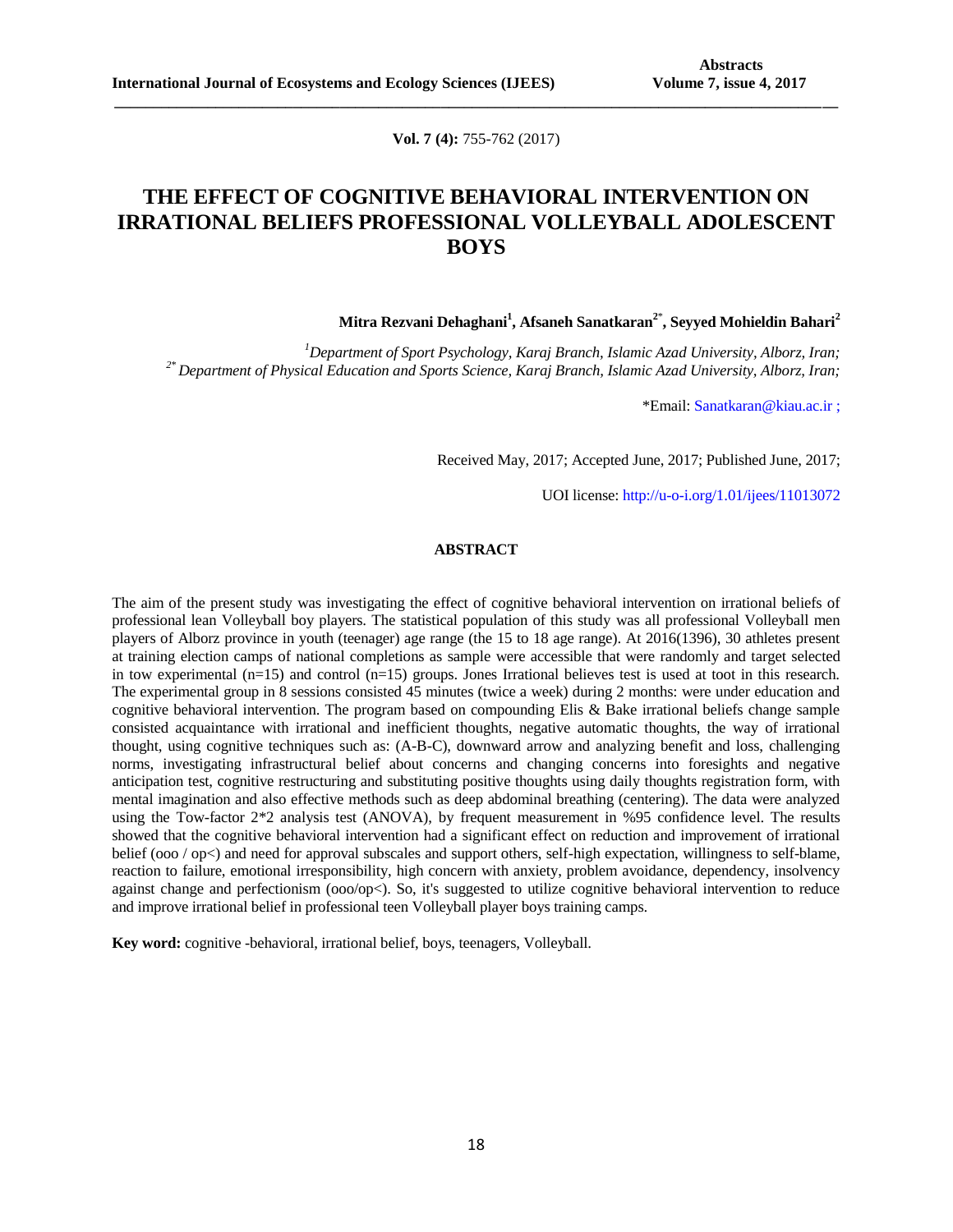**Vol. 7 (4):** 755-762 (2017)

# THE EFFECT OF COGNITIVE BEHAVIORAL INTERVENTION ON IRRATIONAL BELIEFS PROFESSIONAL VOLLEYBALL ADOLESCENT BOYS

**Mitra Rezvani Dehaghani[1], Afsaneh Sanatkaran[2*], Seyyed Mohieldin Bahari[2]**

*[1]Department of Sport Psychology, Karaj Branch, Islamic Azad University, Alborz, Iran;*
*[2*] Department of Physical Education and Sports Science, Karaj Branch, Islamic Azad University, Alborz, Iran;*

*Email: Sanatkaran@kiau.ac.ir ;

Received May, 2017; Accepted June, 2017; Published June, 2017;

UOI license: http://u-o-i.org/1.01/ijees/11013072

## ABSTRACT

The aim of the present study was investigating the effect of cognitive behavioral intervention on irrational beliefs of professional lean Volleyball boy players. The statistical population of this study was all professional Volleyball men players of Alborz province in youth (teenager) age range (the 15 to 18 age range). At 2016(1396), 30 athletes present at training election camps of national completions as sample were accessible that were randomly and target selected in tow experimental (n=15) and control (n=15) groups. Jones Irrational believes test is used at toot in this research. The experimental group in 8 sessions consisted 45 minutes (twice a week) during 2 months: were under education and cognitive behavioral intervention. The program based on compounding Elis & Bake irrational beliefs change sample consisted acquaintance with irrational and inefficient thoughts, negative automatic thoughts, the way of irrational thought, using cognitive techniques such as: (A-B-C), downward arrow and analyzing benefit and loss, challenging norms, investigating infrastructural belief about concerns and changing concerns into foresights and negative anticipation test, cognitive restructuring and substituting positive thoughts using daily thoughts registration form, with mental imagination and also effective methods such as deep abdominal breathing (centering). The data were analyzed using the Tow-factor 2*2 analysis test (ANOVA), by frequent measurement in %95 confidence level. The results showed that the cognitive behavioral intervention had a significant effect on reduction and improvement of irrational belief (ooo / op<) and need for approval subscales and support others, self-high expectation, willingness to self-blame, reaction to failure, emotional irresponsibility, high concern with anxiety, problem avoidance, dependency, insolvency against change and perfectionism (ooo/op<). So, it's suggested to utilize cognitive behavioral intervention to reduce and improve irrational belief in professional teen Volleyball player boys training camps.

**Key word:** cognitive -behavioral, irrational belief, boys, teenagers, Volleyball.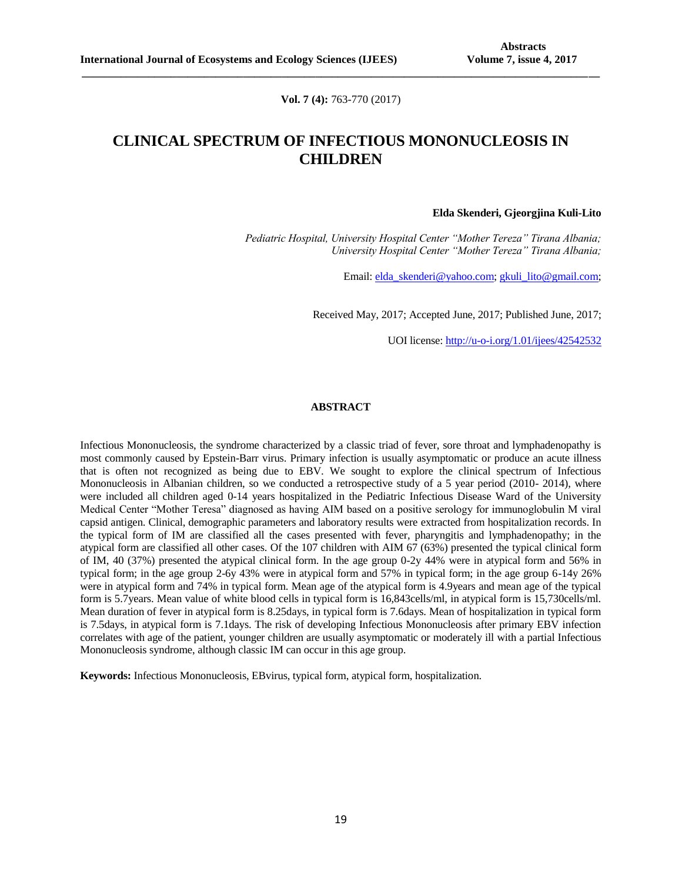**Vol. 7 (4):** 763-770 (2017)

# CLINICAL SPECTRUM OF INFECTIOUS MONONUCLEOSIS IN CHILDREN

**Elda Skenderi, Gjeorgjina Kuli-Lito**

*Pediatric Hospital, University Hospital Center "Mother Tereza" Tirana Albania;*
*University Hospital Center "Mother Tereza" Tirana Albania;*

Email: elda_skenderi@yahoo.com; gkuli_lito@gmail.com;

Received May, 2017; Accepted June, 2017; Published June, 2017;

UOI license: http://u-o-i.org/1.01/ijees/42542532

## ABSTRACT

Infectious Mononucleosis, the syndrome characterized by a classic triad of fever, sore throat and lymphadenopathy is most commonly caused by Epstein-Barr virus. Primary infection is usually asymptomatic or produce an acute illness that is often not recognized as being due to EBV. We sought to explore the clinical spectrum of Infectious Mononucleosis in Albanian children, so we conducted a retrospective study of a 5 year period (2010- 2014), where were included all children aged 0-14 years hospitalized in the Pediatric Infectious Disease Ward of the University Medical Center "Mother Teresa" diagnosed as having AIM based on a positive serology for immunoglobulin M viral capsid antigen. Clinical, demographic parameters and laboratory results were extracted from hospitalization records. In the typical form of IM are classified all the cases presented with fever, pharyngitis and lymphadenopathy; in the atypical form are classified all other cases. Of the 107 children with AIM 67 (63%) presented the typical clinical form of IM, 40 (37%) presented the atypical clinical form. In the age group 0-2y 44% were in atypical form and 56% in typical form; in the age group 2-6y 43% were in atypical form and 57% in typical form; in the age group 6-14y 26% were in atypical form and 74% in typical form. Mean age of the atypical form is 4.9years and mean age of the typical form is 5.7years. Mean value of white blood cells in typical form is 16,843cells/ml, in atypical form is 15,730cells/ml. Mean duration of fever in atypical form is 8.25days, in typical form is 7.6days. Mean of hospitalization in typical form is 7.5days, in atypical form is 7.1days. The risk of developing Infectious Mononucleosis after primary EBV infection correlates with age of the patient, younger children are usually asymptomatic or moderately ill with a partial Infectious Mononucleosis syndrome, although classic IM can occur in this age group.

**Keywords:** Infectious Mononucleosis, EBvirus, typical form, atypical form, hospitalization.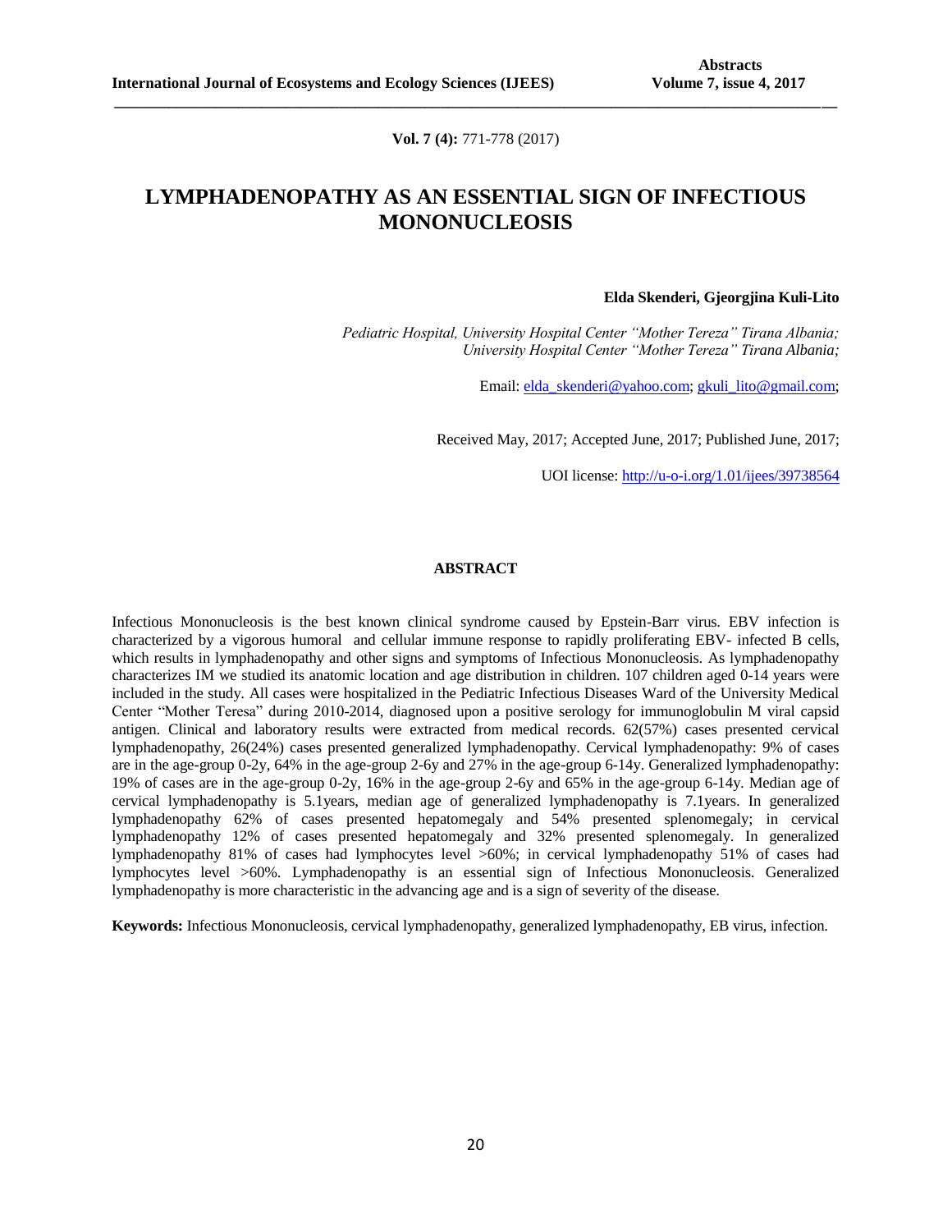**Vol. 7 (4):** 771-778 (2017)

# LYMPHADENOPATHY AS AN ESSENTIAL SIGN OF INFECTIOUS MONONUCLEOSIS

**Elda Skenderi, Gjeorgjina Kuli-Lito**

*Pediatric Hospital, University Hospital Center "Mother Tereza" Tirana Albania;*
*University Hospital Center "Mother Tereza" Tirana Albania;*

Email: elda_skenderi@yahoo.com; gkuli_lito@gmail.com;

Received May, 2017; Accepted June, 2017; Published June, 2017;

UOI license: http://u-o-i.org/1.01/ijees/39738564

## ABSTRACT

Infectious Mononucleosis is the best known clinical syndrome caused by Epstein-Barr virus. EBV infection is characterized by a vigorous humoral and cellular immune response to rapidly proliferating EBV- infected B cells, which results in lymphadenopathy and other signs and symptoms of Infectious Mononucleosis. As lymphadenopathy characterizes IM we studied its anatomic location and age distribution in children. 107 children aged 0-14 years were included in the study. All cases were hospitalized in the Pediatric Infectious Diseases Ward of the University Medical Center "Mother Teresa" during 2010-2014, diagnosed upon a positive serology for immunoglobulin M viral capsid antigen. Clinical and laboratory results were extracted from medical records. 62(57%) cases presented cervical lymphadenopathy, 26(24%) cases presented generalized lymphadenopathy. Cervical lymphadenopathy: 9% of cases are in the age-group 0-2y, 64% in the age-group 2-6y and 27% in the age-group 6-14y. Generalized lymphadenopathy: 19% of cases are in the age-group 0-2y, 16% in the age-group 2-6y and 65% in the age-group 6-14y. Median age of cervical lymphadenopathy is 5.1years, median age of generalized lymphadenopathy is 7.1years. In generalized lymphadenopathy 62% of cases presented hepatomegaly and 54% presented splenomegaly; in cervical lymphadenopathy 12% of cases presented hepatomegaly and 32% presented splenomegaly. In generalized lymphadenopathy 81% of cases had lymphocytes level >60%; in cervical lymphadenopathy 51% of cases had lymphocytes level >60%. Lymphadenopathy is an essential sign of Infectious Mononucleosis. Generalized lymphadenopathy is more characteristic in the advancing age and is a sign of severity of the disease.

**Keywords:** Infectious Mononucleosis, cervical lymphadenopathy, generalized lymphadenopathy, EB virus, infection.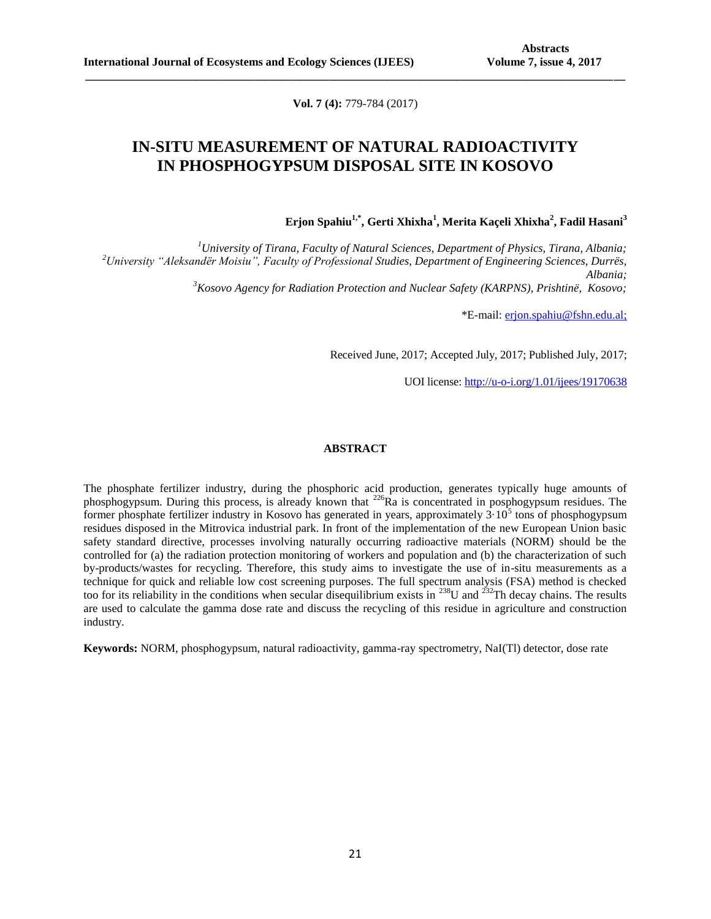**Vol. 7 (4):** 779-784 (2017)

# IN-SITU MEASUREMENT OF NATURAL RADIOACTIVITY IN PHOSPHOGYPSUM DISPOSAL SITE IN KOSOVO

**Erjon Spahiu[1,*], Gerti Xhixha[1], Merita Kaçeli Xhixha[2], Fadil Hasani[3]**

[1]*University of Tirana, Faculty of Natural Sciences, Department of Physics, Tirana, Albania;*
[2]*University "Aleksandër Moisiu", Faculty of Professional Studies, Department of Engineering Sciences, Durrës, Albania;*
[3]*Kosovo Agency for Radiation Protection and Nuclear Safety (KARPNS), Prishtinë, Kosovo;*

*E-mail: erjon.spahiu@fshn.edu.al;

Received June, 2017; Accepted July, 2017; Published July, 2017;

UOI license: http://u-o-i.org/1.01/ijees/19170638

## ABSTRACT

The phosphate fertilizer industry, during the phosphoric acid production, generates typically huge amounts of phosphogypsum. During this process, is already known that $^{226}$Ra is concentrated in posphogypsum residues. The former phosphate fertilizer industry in Kosovo has generated in years, approximately $3 \cdot 10^5$ tons of phosphogypsum residues disposed in the Mitrovica industrial park. In front of the implementation of the new European Union basic safety standard directive, processes involving naturally occurring radioactive materials (NORM) should be the controlled for (a) the radiation protection monitoring of workers and population and (b) the characterization of such by-products/wastes for recycling. Therefore, this study aims to investigate the use of in-situ measurements as a technique for quick and reliable low cost screening purposes. The full spectrum analysis (FSA) method is checked too for its reliability in the conditions when secular disequilibrium exists in $^{238}$U and $^{232}$Th decay chains. The results are used to calculate the gamma dose rate and discuss the recycling of this residue in agriculture and construction industry.

**Keywords:** NORM, phosphogypsum, natural radioactivity, gamma-ray spectrometry, NaI(Tl) detector, dose rate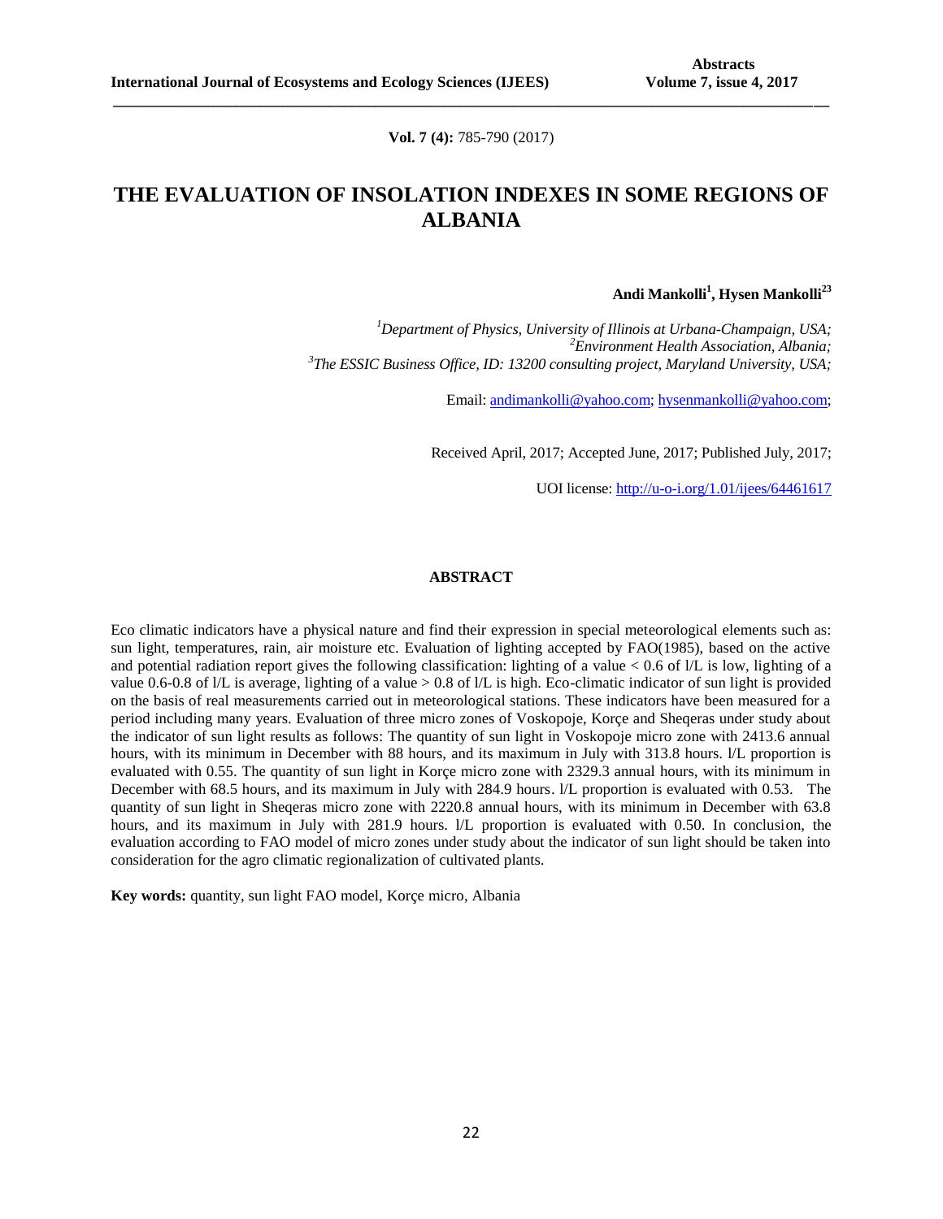**Vol. 7 (4):** 785-790 (2017)

# THE EVALUATION OF INSOLATION INDEXES IN SOME REGIONS OF ALBANIA

**Andi Mankolli[1], Hysen Mankolli[23]**

*[1]Department of Physics, University of Illinois at Urbana-Champaign, USA;*
*[2]Environment Health Association, Albania;*
*[3]The ESSIC Business Office, ID: 13200 consulting project, Maryland University, USA;*

Email: andimankolli@yahoo.com; hysenmankolli@yahoo.com;

Received April, 2017; Accepted June, 2017; Published July, 2017;

UOI license: http://u-o-i.org/1.01/ijees/64461617

## ABSTRACT

Eco climatic indicators have a physical nature and find their expression in special meteorological elements such as: sun light, temperatures, rain, air moisture etc. Evaluation of lighting accepted by FAO(1985), based on the active and potential radiation report gives the following classification: lighting of a value < 0.6 of l/L is low, lighting of a value 0.6-0.8 of l/L is average, lighting of a value > 0.8 of l/L is high. Eco-climatic indicator of sun light is provided on the basis of real measurements carried out in meteorological stations. These indicators have been measured for a period including many years. Evaluation of three micro zones of Voskopoje, Korçe and Sheqeras under study about the indicator of sun light results as follows: The quantity of sun light in Voskopoje micro zone with 2413.6 annual hours, with its minimum in December with 88 hours, and its maximum in July with 313.8 hours. l/L proportion is evaluated with 0.55. The quantity of sun light in Korçe micro zone with 2329.3 annual hours, with its minimum in December with 68.5 hours, and its maximum in July with 284.9 hours. l/L proportion is evaluated with 0.53. The quantity of sun light in Sheqeras micro zone with 2220.8 annual hours, with its minimum in December with 63.8 hours, and its maximum in July with 281.9 hours. l/L proportion is evaluated with 0.50. In conclusion, the evaluation according to FAO model of micro zones under study about the indicator of sun light should be taken into consideration for the agro climatic regionalization of cultivated plants.

**Key words:** quantity, sun light FAO model, Korçe micro, Albania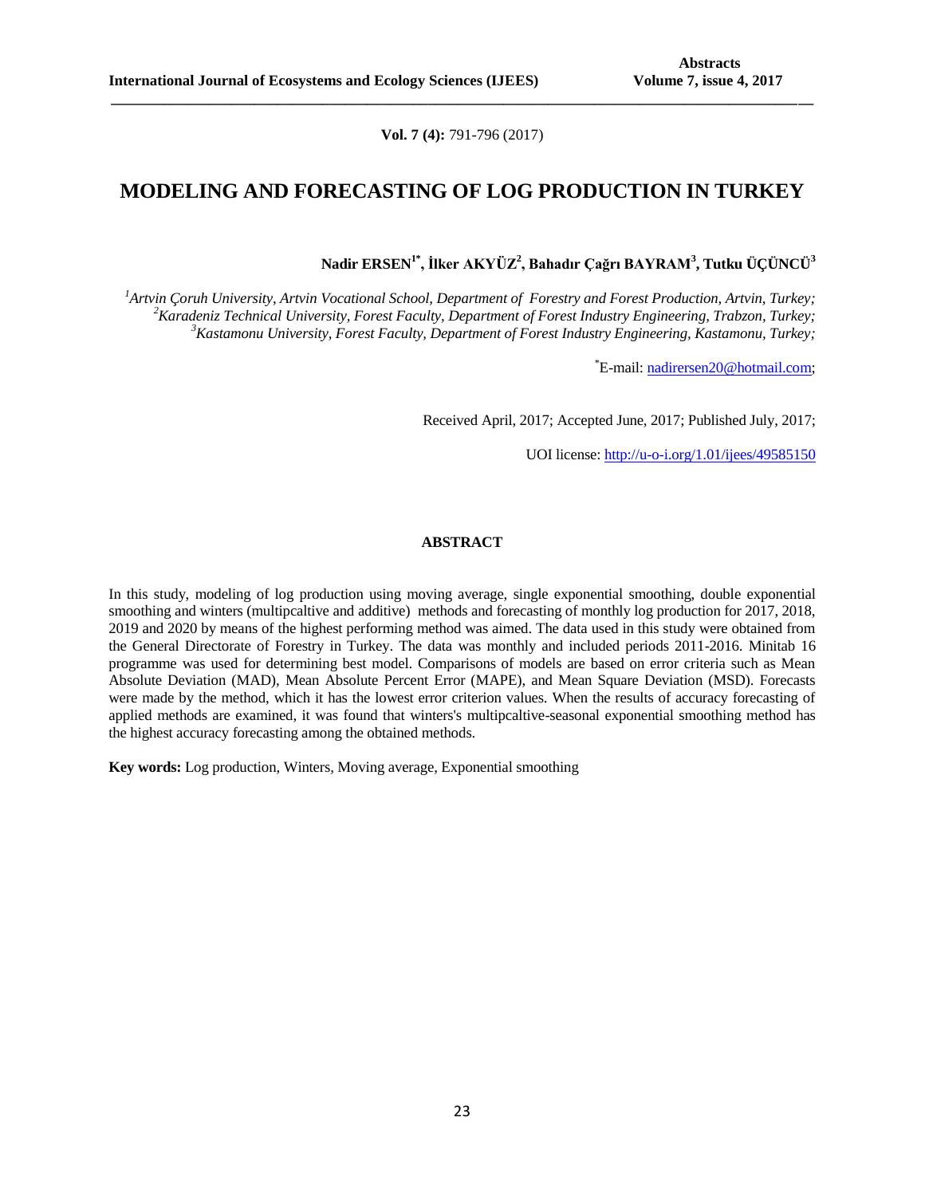**Vol. 7 (4):** 791-796 (2017)

# MODELING AND FORECASTING OF LOG PRODUCTION IN TURKEY

**Nadir ERSEN[1*], İlker AKYÜZ[2], Bahadır Çağrı BAYRAM[3], Tutku ÜÇÜNCÜ[3]**

*[1]Artvin Çoruh University, Artvin Vocational School, Department of Forestry and Forest Production, Artvin, Turkey;*
*[2]Karadeniz Technical University, Forest Faculty, Department of Forest Industry Engineering, Trabzon, Turkey;*
*[3]Kastamonu University, Forest Faculty, Department of Forest Industry Engineering, Kastamonu, Turkey;*

[*]E-mail: nadirersen20@hotmail.com;

Received April, 2017; Accepted June, 2017; Published July, 2017;

UOI license: http://u-o-i.org/1.01/ijees/49585150

## ABSTRACT

In this study, modeling of log production using moving average, single exponential smoothing, double exponential smoothing and winters (multipcaltive and additive) methods and forecasting of monthly log production for 2017, 2018, 2019 and 2020 by means of the highest performing method was aimed. The data used in this study were obtained from the General Directorate of Forestry in Turkey. The data was monthly and included periods 2011-2016. Minitab 16 programme was used for determining best model. Comparisons of models are based on error criteria such as Mean Absolute Deviation (MAD), Mean Absolute Percent Error (MAPE), and Mean Square Deviation (MSD). Forecasts were made by the method, which it has the lowest error criterion values. When the results of accuracy forecasting of applied methods are examined, it was found that winters's multipcaltive-seasonal exponential smoothing method has the highest accuracy forecasting among the obtained methods.

**Key words:** Log production, Winters, Moving average, Exponential smoothing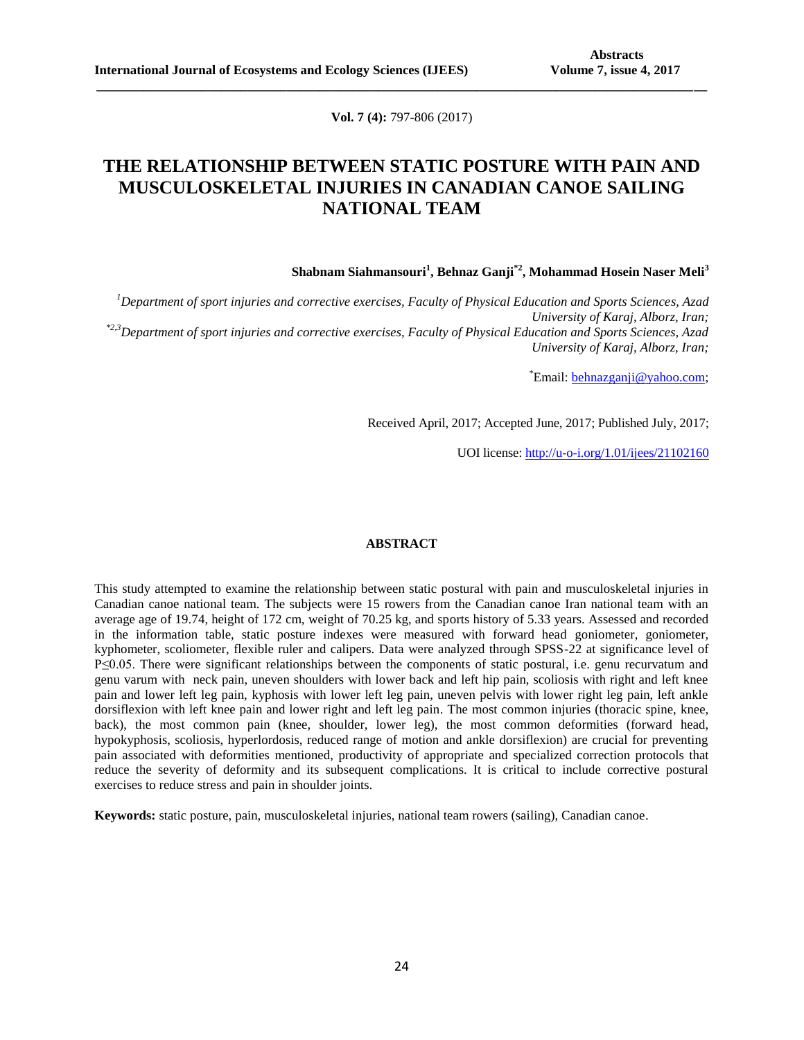**Vol. 7 (4):** 797-806 (2017)

# THE RELATIONSHIP BETWEEN STATIC POSTURE WITH PAIN AND MUSCULOSKELETAL INJURIES IN CANADIAN CANOE SAILING NATIONAL TEAM

**Shabnam Siahmansouri[1], Behnaz Ganji[*2], Mohammad Hosein Naser Meli[3]**

*[1]Department of sport injuries and corrective exercises, Faculty of Physical Education and Sports Sciences, Azad University of Karaj, Alborz, Iran;*

*[*2,3]Department of sport injuries and corrective exercises, Faculty of Physical Education and Sports Sciences, Azad University of Karaj, Alborz, Iran;*

[*]Email: behnazganji@yahoo.com;

Received April, 2017; Accepted June, 2017; Published July, 2017;

UOI license: http://u-o-i.org/1.01/ijees/21102160

## ABSTRACT

This study attempted to examine the relationship between static postural with pain and musculoskeletal injuries in Canadian canoe national team. The subjects were 15 rowers from the Canadian canoe Iran national team with an average age of 19.74, height of 172 cm, weight of 70.25 kg, and sports history of 5.33 years. Assessed and recorded in the information table, static posture indexes were measured with forward head goniometer, goniometer, kyphometer, scoliometer, flexible ruler and calipers. Data were analyzed through SPSS-22 at significance level of $P \leq 0.05$. There were significant relationships between the components of static postural, i.e. genu recurvatum and genu varum with neck pain, uneven shoulders with lower back and left hip pain, scoliosis with right and left knee pain and lower left leg pain, kyphosis with lower left leg pain, uneven pelvis with lower right leg pain, left ankle dorsiflexion with left knee pain and lower right and left leg pain. The most common injuries (thoracic spine, knee, back), the most common pain (knee, shoulder, lower leg), the most common deformities (forward head, hypokyphosis, scoliosis, hyperlordosis, reduced range of motion and ankle dorsiflexion) are crucial for preventing pain associated with deformities mentioned, productivity of appropriate and specialized correction protocols that reduce the severity of deformity and its subsequent complications. It is critical to include corrective postural exercises to reduce stress and pain in shoulder joints.

**Keywords:** static posture, pain, musculoskeletal injuries, national team rowers (sailing), Canadian canoe.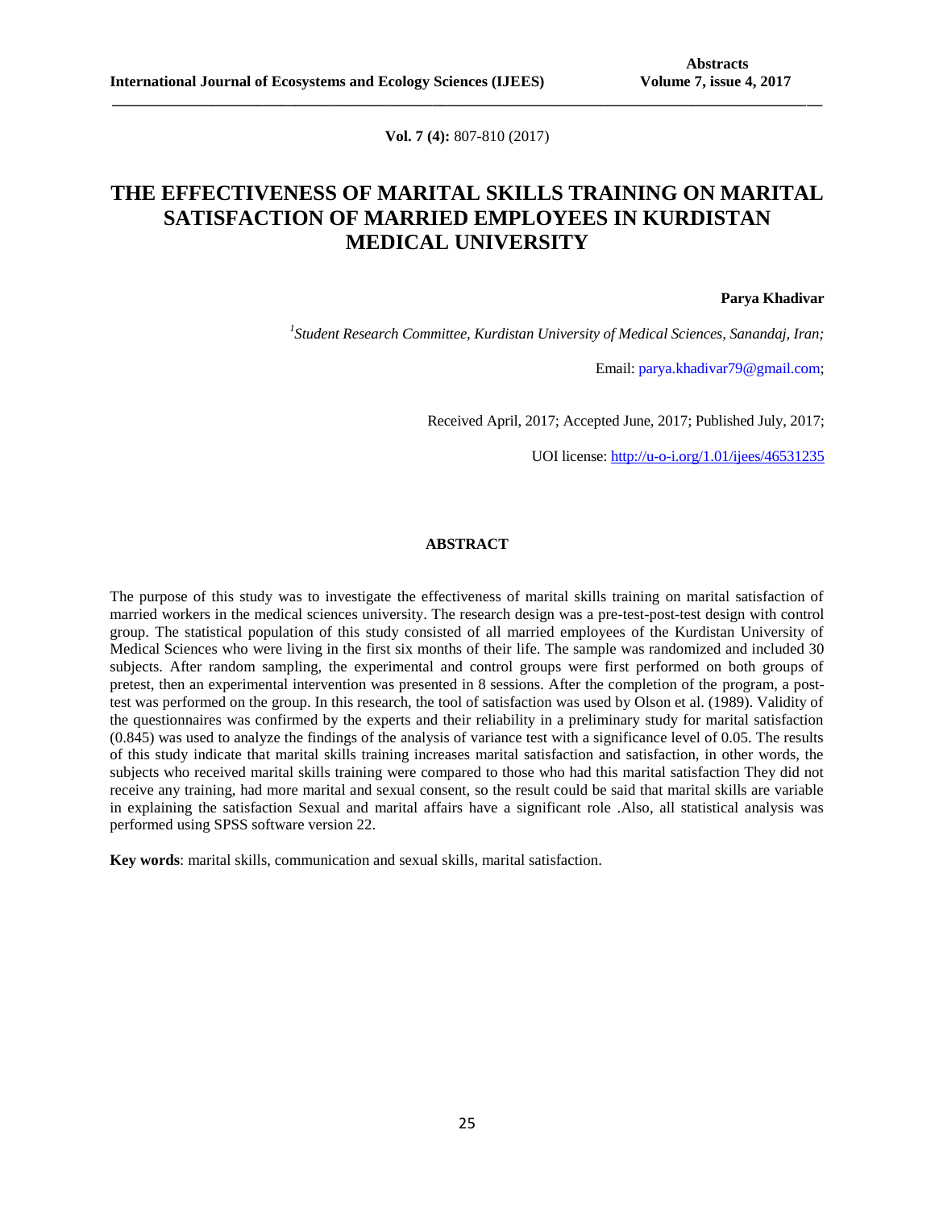**Vol. 7 (4):** 807-810 (2017)

# THE EFFECTIVENESS OF MARITAL SKILLS TRAINING ON MARITAL SATISFACTION OF MARRIED EMPLOYEES IN KURDISTAN MEDICAL UNIVERSITY

**Parya Khadivar**

[1]*Student Research Committee, Kurdistan University of Medical Sciences, Sanandaj, Iran;*

Email: parya.khadivar79@gmail.com;

Received April, 2017; Accepted June, 2017; Published July, 2017;

UOI license: http://u-o-i.org/1.01/ijees/46531235

## ABSTRACT

The purpose of this study was to investigate the effectiveness of marital skills training on marital satisfaction of married workers in the medical sciences university. The research design was a pre-test-post-test design with control group. The statistical population of this study consisted of all married employees of the Kurdistan University of Medical Sciences who were living in the first six months of their life. The sample was randomized and included 30 subjects. After random sampling, the experimental and control groups were first performed on both groups of pretest, then an experimental intervention was presented in 8 sessions. After the completion of the program, a post-test was performed on the group. In this research, the tool of satisfaction was used by Olson et al. (1989). Validity of the questionnaires was confirmed by the experts and their reliability in a preliminary study for marital satisfaction (0.845) was used to analyze the findings of the analysis of variance test with a significance level of 0.05. The results of this study indicate that marital skills training increases marital satisfaction and satisfaction, in other words, the subjects who received marital skills training were compared to those who had this marital satisfaction They did not receive any training, had more marital and sexual consent, so the result could be said that marital skills are variable in explaining the satisfaction Sexual and marital affairs have a significant role .Also, all statistical analysis was performed using SPSS software version 22.

**Key words**: marital skills, communication and sexual skills, marital satisfaction.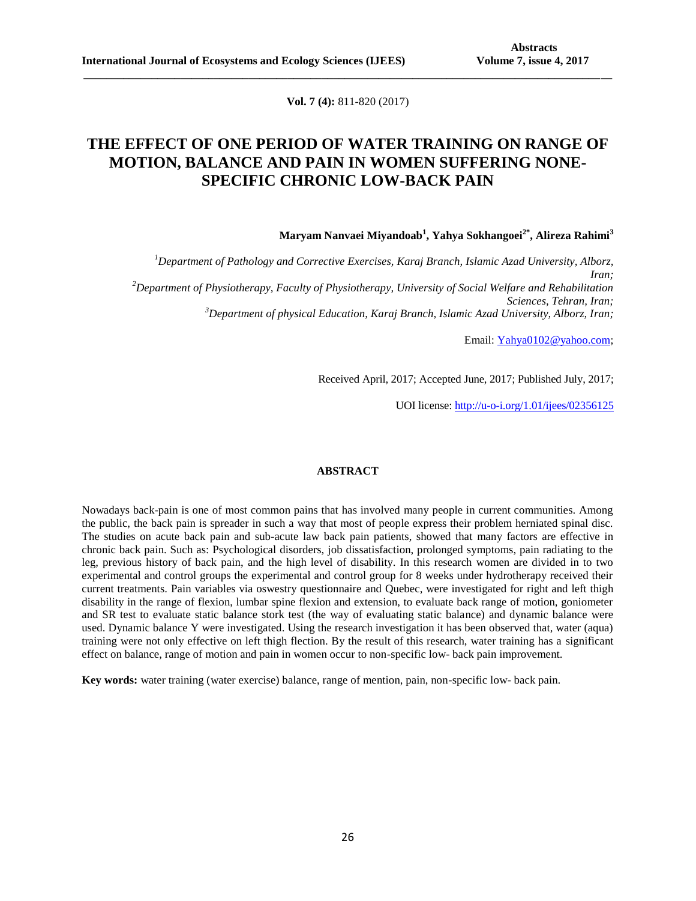**Vol. 7 (4):** 811-820 (2017)

# THE EFFECT OF ONE PERIOD OF WATER TRAINING ON RANGE OF MOTION, BALANCE AND PAIN IN WOMEN SUFFERING NONE-SPECIFIC CHRONIC LOW-BACK PAIN

**Maryam Nanvaei Miyandoab[1], Yahya Sokhangoei[2*], Alireza Rahimi[3]**

[1]*Department of Pathology and Corrective Exercises, Karaj Branch, Islamic Azad University, Alborz, Iran;*
[2]*Department of Physiotherapy, Faculty of Physiotherapy, University of Social Welfare and Rehabilitation Sciences, Tehran, Iran;*
[3]*Department of physical Education, Karaj Branch, Islamic Azad University, Alborz, Iran;*

Email: Yahya0102@yahoo.com;

Received April, 2017; Accepted June, 2017; Published July, 2017;

UOI license: http://u-o-i.org/1.01/ijees/02356125

## ABSTRACT

Nowadays back-pain is one of most common pains that has involved many people in current communities. Among the public, the back pain is spreader in such a way that most of people express their problem herniated spinal disc. The studies on acute back pain and sub-acute law back pain patients, showed that many factors are effective in chronic back pain. Such as: Psychological disorders, job dissatisfaction, prolonged symptoms, pain radiating to the leg, previous history of back pain, and the high level of disability. In this research women are divided in to two experimental and control groups the experimental and control group for 8 weeks under hydrotherapy received their current treatments. Pain variables via oswestry questionnaire and Quebec, were investigated for right and left thigh disability in the range of flexion, lumbar spine flexion and extension, to evaluate back range of motion, goniometer and SR test to evaluate static balance stork test (the way of evaluating static balance) and dynamic balance were used. Dynamic balance Y were investigated. Using the research investigation it has been observed that, water (aqua) training were not only effective on left thigh flection. By the result of this research, water training has a significant effect on balance, range of motion and pain in women occur to non-specific low- back pain improvement.

**Key words:** water training (water exercise) balance, range of mention, pain, non-specific low- back pain.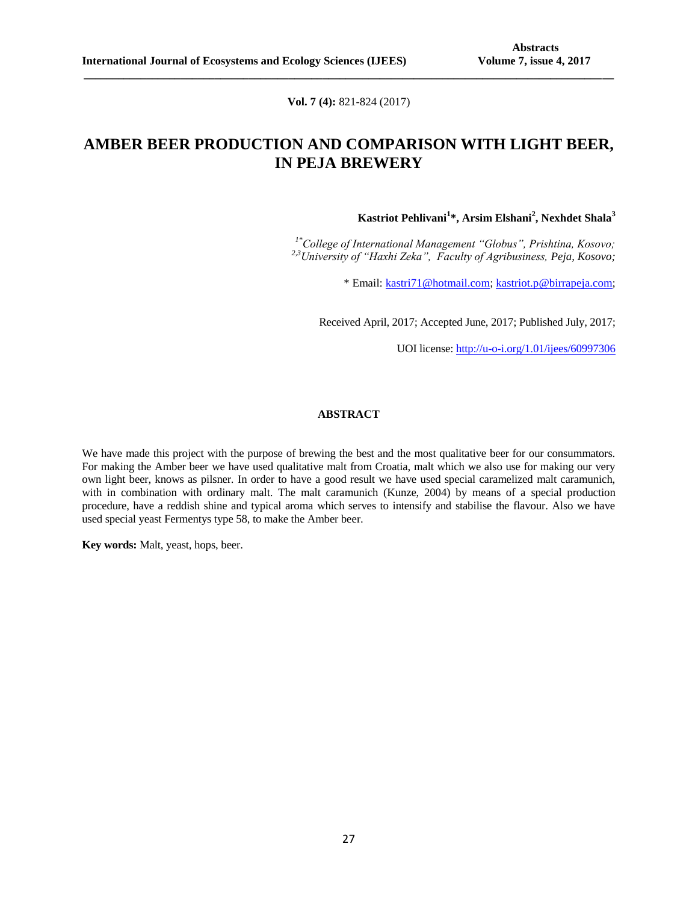**Vol. 7 (4):** 821-824 (2017)

# AMBER BEER PRODUCTION AND COMPARISON WITH LIGHT BEER, IN PEJA BREWERY

**Kastriot Pehlivani[1]*, Arsim Elshani[2], Nexhdet Shala[3]**

*[1*]College of International Management "Globus", Prishtina, Kosovo;*
*[2,3]University of "Haxhi Zeka", Faculty of Agribusiness, Peja, Kosovo;*

\* Email: kastri71@hotmail.com; kastriot.p@birrapeja.com;

Received April, 2017; Accepted June, 2017; Published July, 2017;

UOI license: http://u-o-i.org/1.01/ijees/60997306

## ABSTRACT

We have made this project with the purpose of brewing the best and the most qualitative beer for our consummators. For making the Amber beer we have used qualitative malt from Croatia, malt which we also use for making our very own light beer, knows as pilsner. In order to have a good result we have used special caramelized malt caramunich, with in combination with ordinary malt. The malt caramunich (Kunze, 2004) by means of a special production procedure, have a reddish shine and typical aroma which serves to intensify and stabilise the flavour. Also we have used special yeast Fermentys type 58, to make the Amber beer.

**Key words:** Malt, yeast, hops, beer.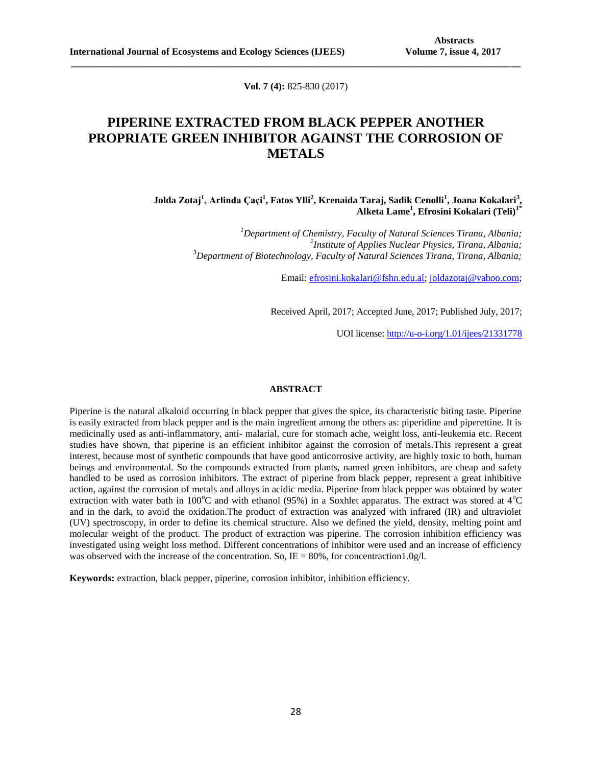**Vol. 7 (4):** 825-830 (2017)

# PIPERINE EXTRACTED FROM BLACK PEPPER ANOTHER PROPRIATE GREEN INHIBITOR AGAINST THE CORROSION OF METALS

**Jolda Zotaj[1], Arlinda Çaçi[1], Fatos Ylli[2], Krenaida Taraj, Sadik Cenolli[1], Joana Kokalari[3], Alketa Lame[1], Efrosini Kokalari (Teli)[1*]**

*[1]Department of Chemistry, Faculty of Natural Sciences Tirana, Albania;*
*[2]Institute of Applies Nuclear Physics, Tirana, Albania;*
*[3]Department of Biotechnology, Faculty of Natural Sciences Tirana, Tirana, Albania;*

Email: efrosini.kokalari@fshn.edu.al; joldazotaj@yahoo.com;

Received April, 2017; Accepted June, 2017; Published July, 2017;

UOI license: http://u-o-i.org/1.01/ijees/21331778

## ABSTRACT

Piperine is the natural alkaloid occurring in black pepper that gives the spice, its characteristic biting taste. Piperine is easily extracted from black pepper and is the main ingredient among the others as: piperidine and piperettine. It is medicinally used as anti-inflammatory, anti- malarial, cure for stomach ache, weight loss, anti-leukemia etc. Recent studies have shown, that piperine is an efficient inhibitor against the corrosion of metals.This represent a great interest, because most of synthetic compounds that have good anticorrosive activity, are highly toxic to both, human beings and environmental. So the compounds extracted from plants, named green inhibitors, are cheap and safety handled to be used as corrosion inhibitors. The extract of piperine from black pepper, represent a great inhibitive action, against the corrosion of metals and alloys in acidic media. Piperine from black pepper was obtained by water extraction with water bath in 100$^{o}$C and with ethanol (95%) in a Soxhlet apparatus. The extract was stored at 4$^{o}$C and in the dark, to avoid the oxidation.The product of extraction was analyzed with infrared (IR) and ultraviolet (UV) spectroscopy, in order to define its chemical structure. Also we defined the yield, density, melting point and molecular weight of the product. The product of extraction was piperine. The corrosion inhibition efficiency was investigated using weight loss method. Different concentrations of inhibitor were used and an increase of efficiency was observed with the increase of the concentration. So, IE = 80%, for concentraction1.0g/l.

**Keywords:** extraction, black pepper, piperine, corrosion inhibitor, inhibition efficiency.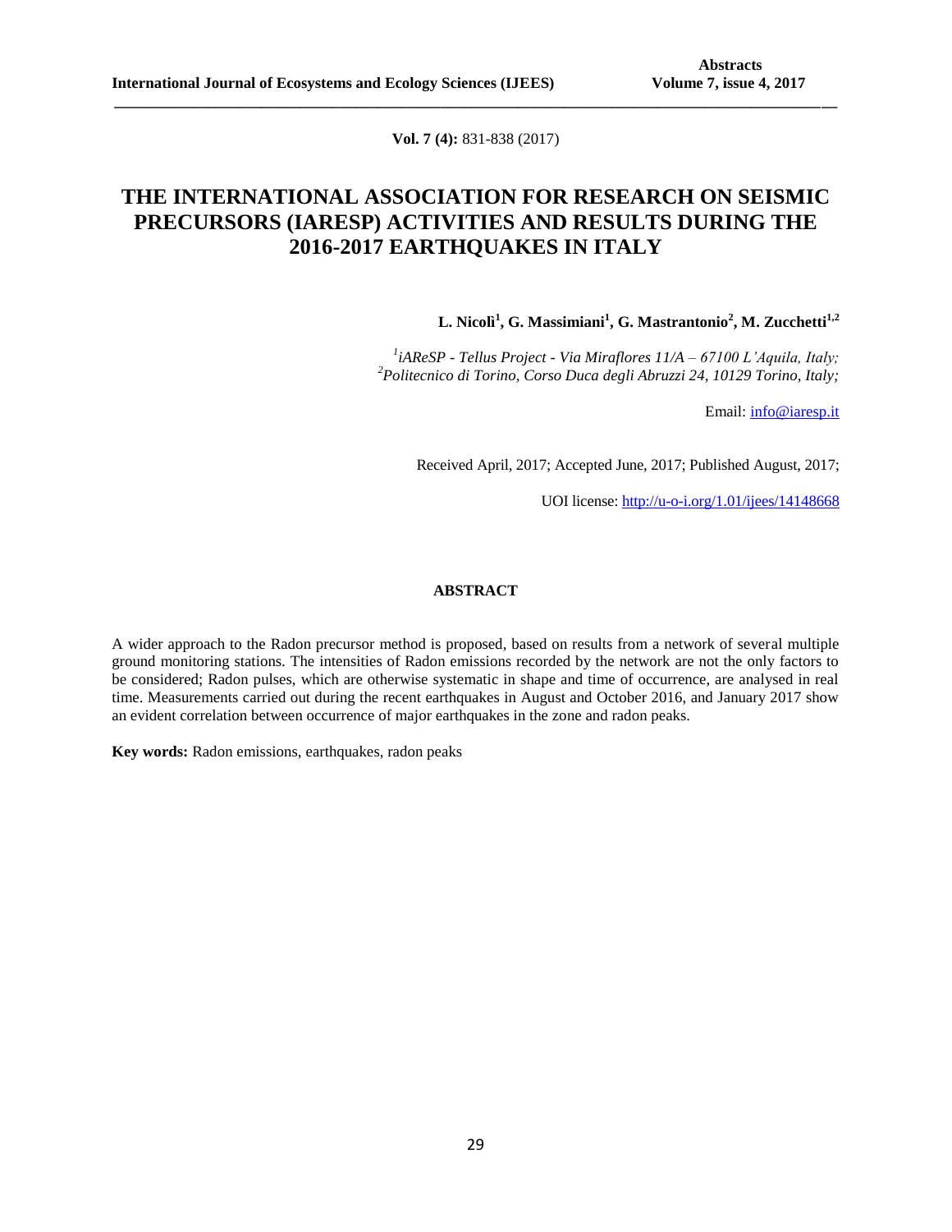**Vol. 7 (4):** 831-838 (2017)

# THE INTERNATIONAL ASSOCIATION FOR RESEARCH ON SEISMIC PRECURSORS (IARESP) ACTIVITIES AND RESULTS DURING THE 2016-2017 EARTHQUAKES IN ITALY

**L. Nicolì[1], G. Massimiani[1], G. Mastrantonio[2], M. Zucchetti[1,2]**

[1]*iAReSP - Tellus Project - Via Miraflores 11/A – 67100 L'Aquila, Italy;*
[2]*Politecnico di Torino, Corso Duca degli Abruzzi 24, 10129 Torino, Italy;*

Email: info@iaresp.it

Received April, 2017; Accepted June, 2017; Published August, 2017;

UOI license: http://u-o-i.org/1.01/ijees/14148668

## ABSTRACT

A wider approach to the Radon precursor method is proposed, based on results from a network of several multiple ground monitoring stations. The intensities of Radon emissions recorded by the network are not the only factors to be considered; Radon pulses, which are otherwise systematic in shape and time of occurrence, are analysed in real time. Measurements carried out during the recent earthquakes in August and October 2016, and January 2017 show an evident correlation between occurrence of major earthquakes in the zone and radon peaks.

**Key words:** Radon emissions, earthquakes, radon peaks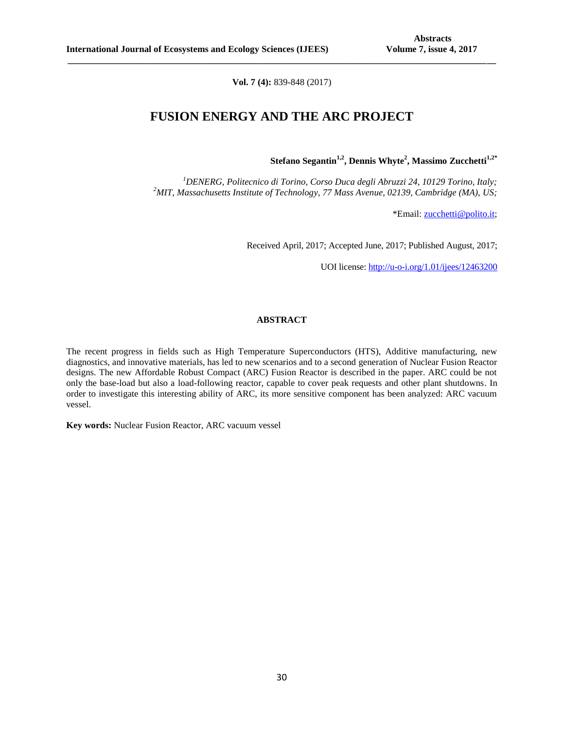**Vol. 7 (4):** 839-848 (2017)

# FUSION ENERGY AND THE ARC PROJECT

**Stefano Segantin[1,2], Dennis Whyte[2], Massimo Zucchetti[1,2*]**

*[1]DENERG, Politecnico di Torino, Corso Duca degli Abruzzi 24, 10129 Torino, Italy;*
*[2]MIT, Massachusetts Institute of Technology, 77 Mass Avenue, 02139, Cambridge (MA), US;*

*Email: zucchetti@polito.it;

Received April, 2017; Accepted June, 2017; Published August, 2017;

UOI license: http://u-o-i.org/1.01/ijees/12463200

## ABSTRACT

The recent progress in fields such as High Temperature Superconductors (HTS), Additive manufacturing, new diagnostics, and innovative materials, has led to new scenarios and to a second generation of Nuclear Fusion Reactor designs. The new Affordable Robust Compact (ARC) Fusion Reactor is described in the paper. ARC could be not only the base-load but also a load-following reactor, capable to cover peak requests and other plant shutdowns. In order to investigate this interesting ability of ARC, its more sensitive component has been analyzed: ARC vacuum vessel.

**Key words:** Nuclear Fusion Reactor, ARC vacuum vessel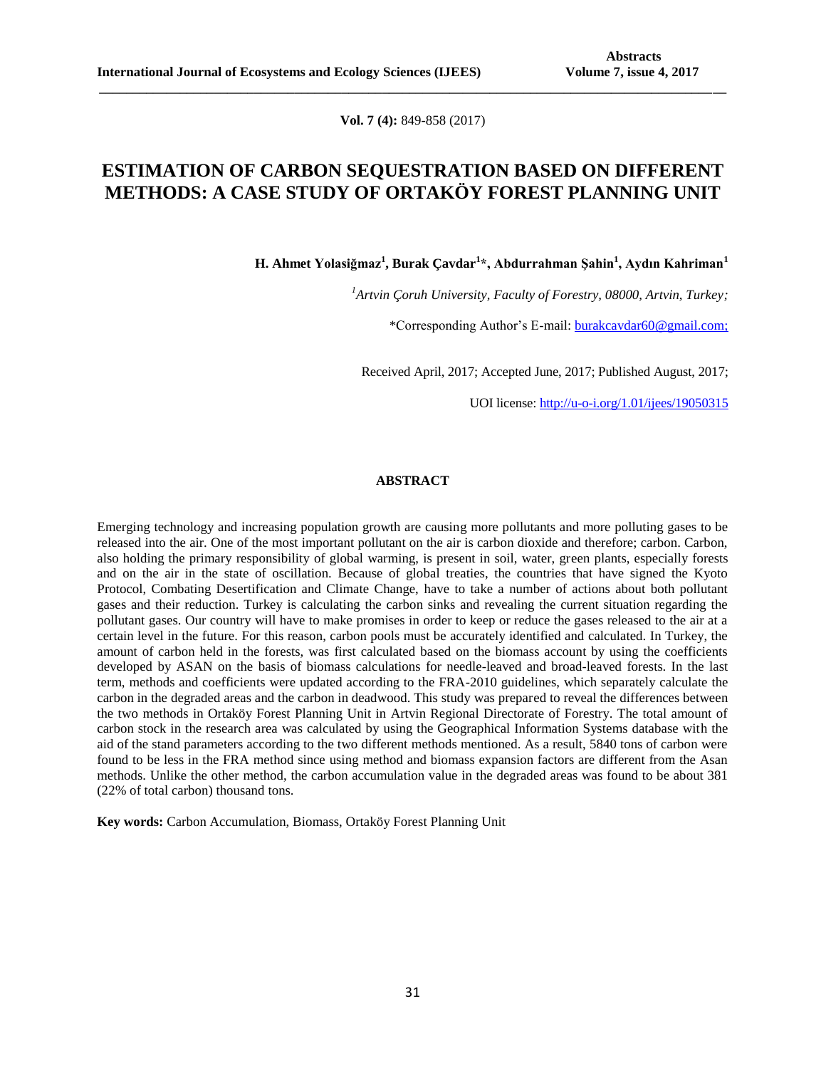**Vol. 7 (4):** 849-858 (2017)

# ESTIMATION OF CARBON SEQUESTRATION BASED ON DIFFERENT METHODS: A CASE STUDY OF ORTAKÖY FOREST PLANNING UNIT

**H. Ahmet Yolasiğmaz[1], Burak Çavdar[1]*, Abdurrahman Şahin[1], Aydın Kahriman[1]**

*[1]Artvin Çoruh University, Faculty of Forestry, 08000, Artvin, Turkey;*

*Corresponding Author's E-mail: burakcavdar60@gmail.com;

Received April, 2017; Accepted June, 2017; Published August, 2017;

UOI license: http://u-o-i.org/1.01/ijees/19050315

## ABSTRACT

Emerging technology and increasing population growth are causing more pollutants and more polluting gases to be released into the air. One of the most important pollutant on the air is carbon dioxide and therefore; carbon. Carbon, also holding the primary responsibility of global warming, is present in soil, water, green plants, especially forests and on the air in the state of oscillation. Because of global treaties, the countries that have signed the Kyoto Protocol, Combating Desertification and Climate Change, have to take a number of actions about both pollutant gases and their reduction. Turkey is calculating the carbon sinks and revealing the current situation regarding the pollutant gases. Our country will have to make promises in order to keep or reduce the gases released to the air at a certain level in the future. For this reason, carbon pools must be accurately identified and calculated. In Turkey, the amount of carbon held in the forests, was first calculated based on the biomass account by using the coefficients developed by ASAN on the basis of biomass calculations for needle-leaved and broad-leaved forests. In the last term, methods and coefficients were updated according to the FRA-2010 guidelines, which separately calculate the carbon in the degraded areas and the carbon in deadwood. This study was prepared to reveal the differences between the two methods in Ortaköy Forest Planning Unit in Artvin Regional Directorate of Forestry. The total amount of carbon stock in the research area was calculated by using the Geographical Information Systems database with the aid of the stand parameters according to the two different methods mentioned. As a result, 5840 tons of carbon were found to be less in the FRA method since using method and biomass expansion factors are different from the Asan methods. Unlike the other method, the carbon accumulation value in the degraded areas was found to be about 381 (22% of total carbon) thousand tons.

**Key words:** Carbon Accumulation, Biomass, Ortaköy Forest Planning Unit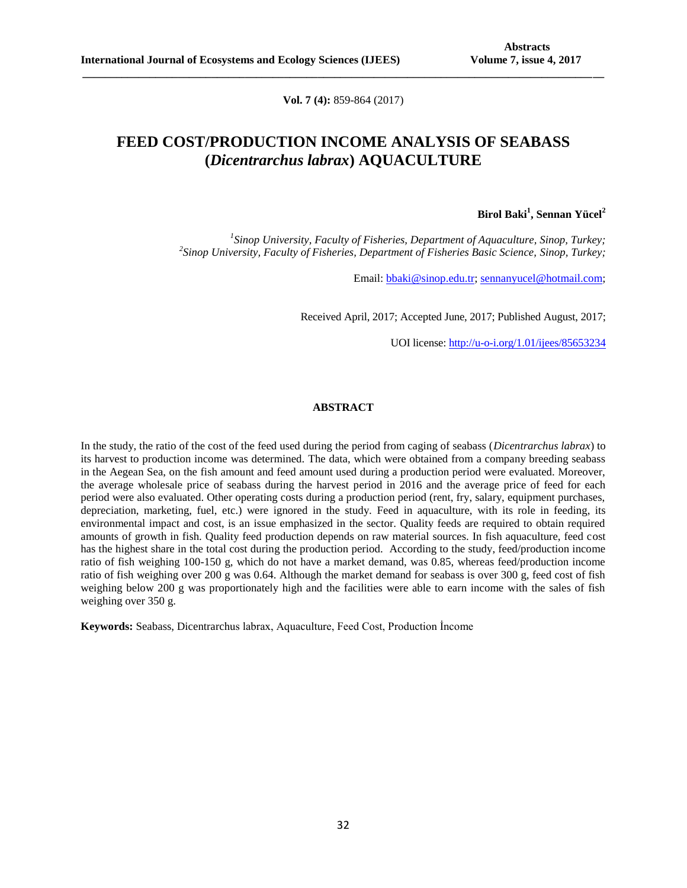**Vol. 7 (4):** 859-864 (2017)

# FEED COST/PRODUCTION INCOME ANALYSIS OF SEABASS (*Dicentrarchus labrax*) AQUACULTURE

**Birol Baki[1], Sennan Yücel[2]**

*[1]Sinop University, Faculty of Fisheries, Department of Aquaculture, Sinop, Turkey;*
*[2]Sinop University, Faculty of Fisheries, Department of Fisheries Basic Science, Sinop, Turkey;*

Email: bbaki@sinop.edu.tr; sennanyucel@hotmail.com;

Received April, 2017; Accepted June, 2017; Published August, 2017;

UOI license: http://u-o-i.org/1.01/ijees/85653234

## ABSTRACT

In the study, the ratio of the cost of the feed used during the period from caging of seabass (*Dicentrarchus labrax*) to its harvest to production income was determined. The data, which were obtained from a company breeding seabass in the Aegean Sea, on the fish amount and feed amount used during a production period were evaluated. Moreover, the average wholesale price of seabass during the harvest period in 2016 and the average price of feed for each period were also evaluated. Other operating costs during a production period (rent, fry, salary, equipment purchases, depreciation, marketing, fuel, etc.) were ignored in the study. Feed in aquaculture, with its role in feeding, its environmental impact and cost, is an issue emphasized in the sector. Quality feeds are required to obtain required amounts of growth in fish. Quality feed production depends on raw material sources. In fish aquaculture, feed cost has the highest share in the total cost during the production period. According to the study, feed/production income ratio of fish weighing 100-150 g, which do not have a market demand, was 0.85, whereas feed/production income ratio of fish weighing over 200 g was 0.64. Although the market demand for seabass is over 300 g, feed cost of fish weighing below 200 g was proportionately high and the facilities were able to earn income with the sales of fish weighing over 350 g.

**Keywords:** Seabass, Dicentrarchus labrax, Aquaculture, Feed Cost, Production İncome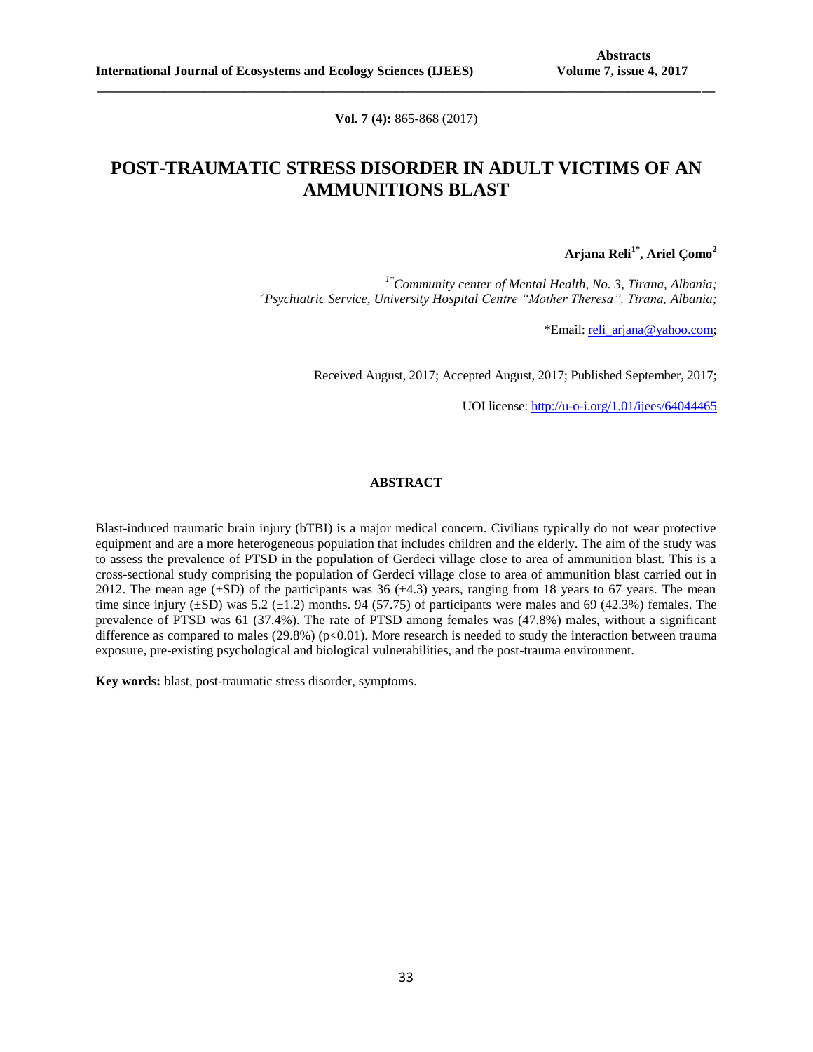**Vol. 7 (4):** 865-868 (2017)

# POST-TRAUMATIC STRESS DISORDER IN ADULT VICTIMS OF AN AMMUNITIONS BLAST

**Arjana Reli[1*], Ariel Çomo[2]**

*[1*]Community center of Mental Health, No. 3, Tirana, Albania;*
*[2]Psychiatric Service, University Hospital Centre "Mother Theresa", Tirana, Albania;*

*Email: reli_arjana@yahoo.com;

Received August, 2017; Accepted August, 2017; Published September, 2017;

UOI license: http://u-o-i.org/1.01/ijees/64044465

## ABSTRACT

Blast-induced traumatic brain injury (bTBI) is a major medical concern. Civilians typically do not wear protective equipment and are a more heterogeneous population that includes children and the elderly. The aim of the study was to assess the prevalence of PTSD in the population of Gerdeci village close to area of ammunition blast. This is a cross-sectional study comprising the population of Gerdeci village close to area of ammunition blast carried out in 2012. The mean age (±SD) of the participants was 36 (±4.3) years, ranging from 18 years to 67 years. The mean time since injury (±SD) was 5.2 (±1.2) months. 94 (57.75) of participants were males and 69 (42.3%) females. The prevalence of PTSD was 61 (37.4%). The rate of PTSD among females was (47.8%) males, without a significant difference as compared to males (29.8%) ($p<0.01$). More research is needed to study the interaction between trauma exposure, pre-existing psychological and biological vulnerabilities, and the post-trauma environment.

**Key words:** blast, post-traumatic stress disorder, symptoms.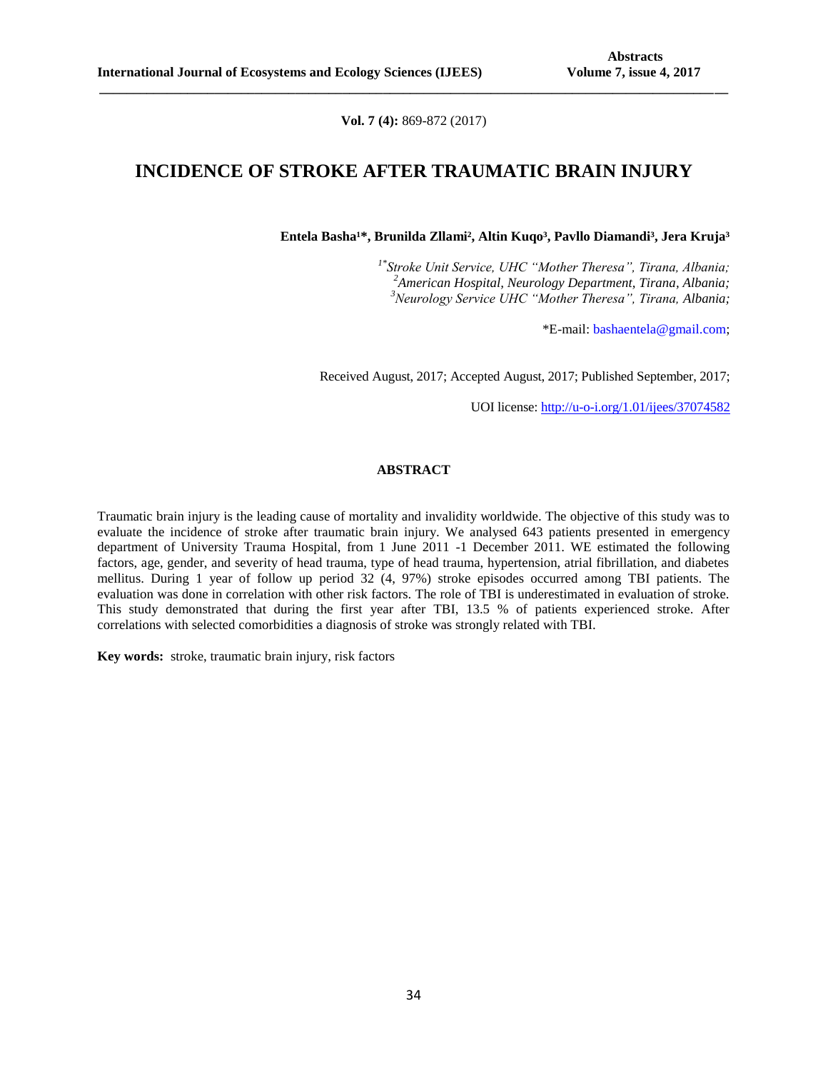**Vol. 7 (4):** 869-872 (2017)

# INCIDENCE OF STROKE AFTER TRAUMATIC BRAIN INJURY

**Entela Basha[1]\*, Brunilda Zllami[2], Altin Kuqo[3], Pavllo Diamandi[3], Jera Kruja[3]**

*[1\*]Stroke Unit Service, UHC "Mother Theresa", Tirana, Albania;*
*[2]American Hospital, Neurology Department, Tirana, Albania;*
*[3]Neurology Service UHC "Mother Theresa", Tirana, Albania;*

\*E-mail: bashaentela@gmail.com;

Received August, 2017; Accepted August, 2017; Published September, 2017;

UOI license: http://u-o-i.org/1.01/ijees/37074582

## ABSTRACT

Traumatic brain injury is the leading cause of mortality and invalidity worldwide. The objective of this study was to evaluate the incidence of stroke after traumatic brain injury. We analysed 643 patients presented in emergency department of University Trauma Hospital, from 1 June 2011 -1 December 2011. WE estimated the following factors, age, gender, and severity of head trauma, type of head trauma, hypertension, atrial fibrillation, and diabetes mellitus. During 1 year of follow up period 32 (4, 97%) stroke episodes occurred among TBI patients. The evaluation was done in correlation with other risk factors. The role of TBI is underestimated in evaluation of stroke. This study demonstrated that during the first year after TBI, 13.5 % of patients experienced stroke. After correlations with selected comorbidities a diagnosis of stroke was strongly related with TBI.

**Key words:** stroke, traumatic brain injury, risk factors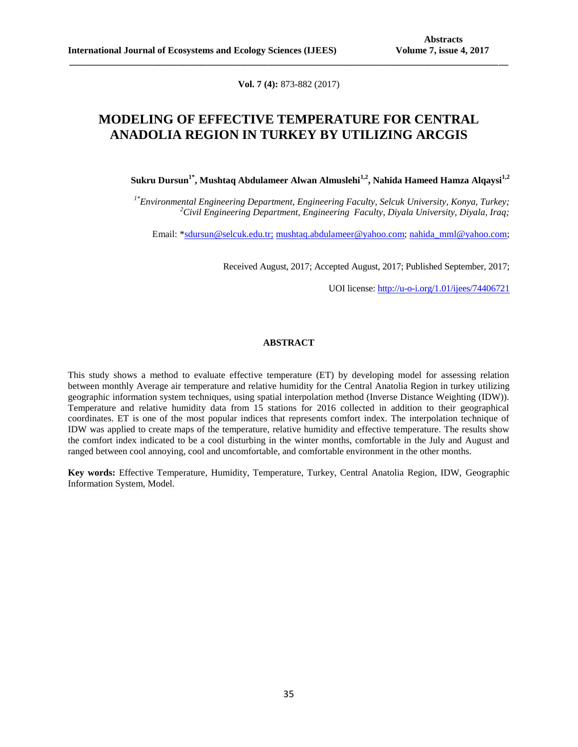**Vol. 7 (4):** 873-882 (2017)

# MODELING OF EFFECTIVE TEMPERATURE FOR CENTRAL ANADOLIA REGION IN TURKEY BY UTILIZING ARCGIS

**Sukru Dursun[1*], Mushtaq Abdulameer Alwan Almuslehi[1,2], Nahida Hameed Hamza Alqaysi[1,2]**

*[1*]Environmental Engineering Department, Engineering Faculty, Selcuk University, Konya, Turkey;*
*[2]Civil Engineering Department, Engineering Faculty, Diyala University, Diyala, Iraq;*

Email: *sdursun@selcuk.edu.tr; mushtaq.abdulameer@yahoo.com; nahida_mml@yahoo.com;

Received August, 2017; Accepted August, 2017; Published September, 2017;

UOI license: http://u-o-i.org/1.01/ijees/74406721

## ABSTRACT

This study shows a method to evaluate effective temperature (ET) by developing model for assessing relation between monthly Average air temperature and relative humidity for the Central Anatolia Region in turkey utilizing geographic information system techniques, using spatial interpolation method (Inverse Distance Weighting (IDW)). Temperature and relative humidity data from 15 stations for 2016 collected in addition to their geographical coordinates. ET is one of the most popular indices that represents comfort index. The interpolation technique of IDW was applied to create maps of the temperature, relative humidity and effective temperature. The results show the comfort index indicated to be a cool disturbing in the winter months, comfortable in the July and August and ranged between cool annoying, cool and uncomfortable, and comfortable environment in the other months.

**Key words:** Effective Temperature, Humidity, Temperature, Turkey, Central Anatolia Region, IDW, Geographic Information System, Model.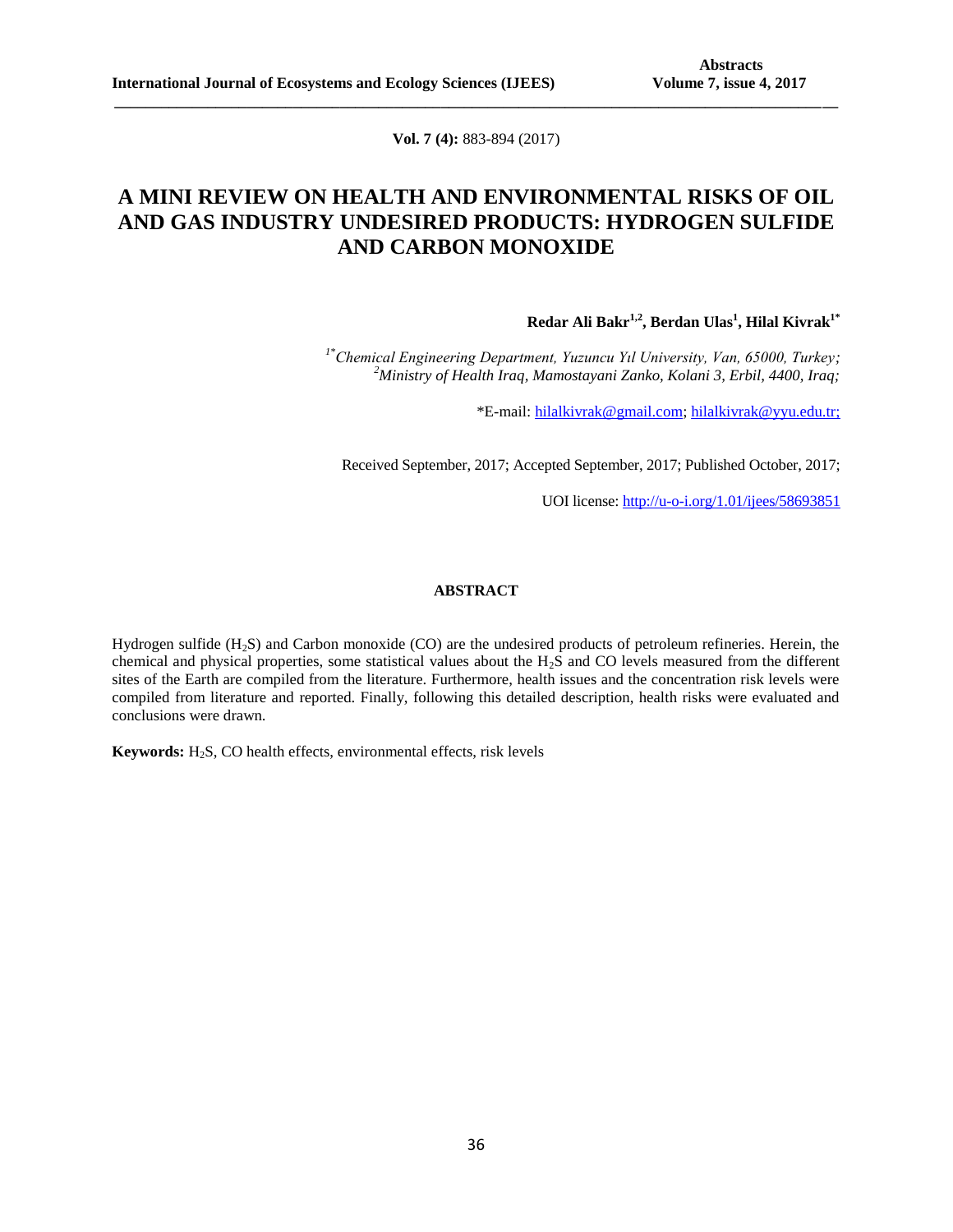**Vol. 7 (4):** 883-894 (2017)

# A MINI REVIEW ON HEALTH AND ENVIRONMENTAL RISKS OF OIL AND GAS INDUSTRY UNDESIRED PRODUCTS: HYDROGEN SULFIDE AND CARBON MONOXIDE

**Redar Ali Bakr[1,2], Berdan Ulas[1], Hilal Kivrak[1*]**

*[1*]Chemical Engineering Department, Yuzuncu Yıl University, Van, 65000, Turkey;*
*[2]Ministry of Health Iraq, Mamostayani Zanko, Kolani 3, Erbil, 4400, Iraq;*

*E-mail: hilalkivrak@gmail.com; hilalkivrak@yyu.edu.tr;

Received September, 2017; Accepted September, 2017; Published October, 2017;

UOI license: http://u-o-i.org/1.01/ijees/58693851

## ABSTRACT

Hydrogen sulfide ($H_2S$) and Carbon monoxide (CO) are the undesired products of petroleum refineries. Herein, the chemical and physical properties, some statistical values about the $H_2S$ and CO levels measured from the different sites of the Earth are compiled from the literature. Furthermore, health issues and the concentration risk levels were compiled from literature and reported. Finally, following this detailed description, health risks were evaluated and conclusions were drawn.

**Keywords:** $H_2S$, CO health effects, environmental effects, risk levels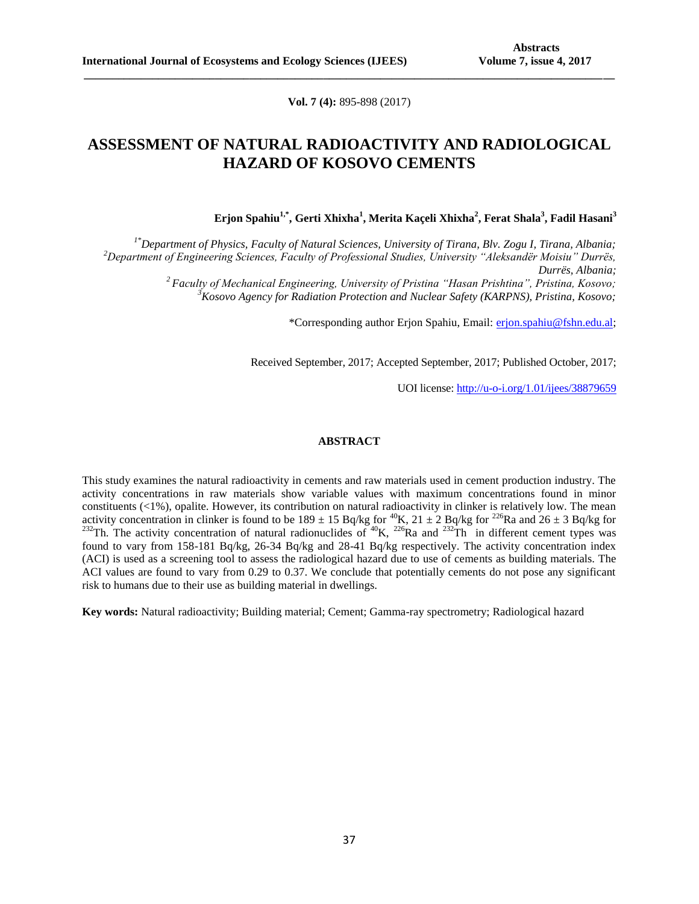**Vol. 7 (4):** 895-898 (2017)

# ASSESSMENT OF NATURAL RADIOACTIVITY AND RADIOLOGICAL HAZARD OF KOSOVO CEMENTS

**Erjon Spahiu[1,*], Gerti Xhixha[1], Merita Kaçeli Xhixha[2], Ferat Shala[3], Fadil Hasani[3]**

*[1*]Department of Physics, Faculty of Natural Sciences, University of Tirana, Blv. Zogu I, Tirana, Albania;*
*[2]Department of Engineering Sciences, Faculty of Professional Studies, University "Aleksandër Moisiu" Durrës, Durrës, Albania;*
*[2] Faculty of Mechanical Engineering, University of Pristina "Hasan Prishtina", Pristina, Kosovo;*
*[3]Kosovo Agency for Radiation Protection and Nuclear Safety (KARPNS), Pristina, Kosovo;*

*Corresponding author Erjon Spahiu, Email: erjon.spahiu@fshn.edu.al;

Received September, 2017; Accepted September, 2017; Published October, 2017;

UOI license: http://u-o-i.org/1.01/ijees/38879659

## ABSTRACT

This study examines the natural radioactivity in cements and raw materials used in cement production industry. The activity concentrations in raw materials show variable values with maximum concentrations found in minor constituents (<1%), opalite. However, its contribution on natural radioactivity in clinker is relatively low. The mean activity concentration in clinker is found to be 189 ± 15 Bq/kg for $^{40}K$, 21 ± 2 Bq/kg for $^{226}Ra$ and 26 ± 3 Bq/kg for $^{232}Th$. The activity concentration of natural radionuclides of $^{40}K$, $^{226}Ra$ and $^{232}Th$ in different cement types was found to vary from 158-181 Bq/kg, 26-34 Bq/kg and 28-41 Bq/kg respectively. The activity concentration index (ACI) is used as a screening tool to assess the radiological hazard due to use of cements as building materials. The ACI values are found to vary from 0.29 to 0.37. We conclude that potentially cements do not pose any significant risk to humans due to their use as building material in dwellings.

**Key words:** Natural radioactivity; Building material; Cement; Gamma-ray spectrometry; Radiological hazard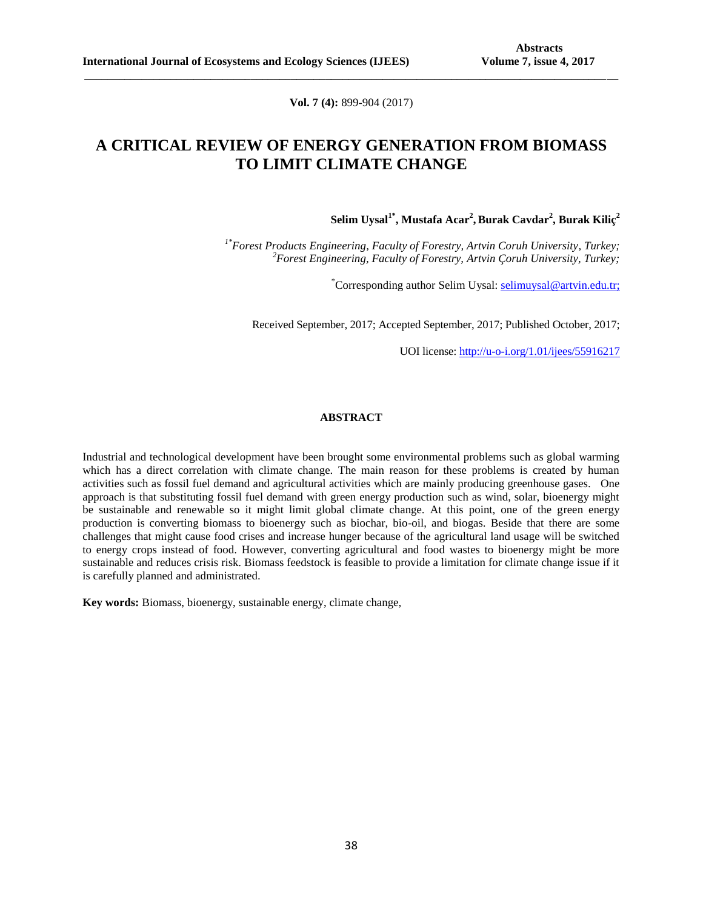**Vol. 7 (4):** 899-904 (2017)

# A CRITICAL REVIEW OF ENERGY GENERATION FROM BIOMASS TO LIMIT CLIMATE CHANGE

**Selim Uysal[1*], Mustafa Acar[2], Burak Cavdar[2], Burak Kiliç[2]**

*[1*]Forest Products Engineering, Faculty of Forestry, Artvin Coruh University, Turkey;*
*[2]Forest Engineering, Faculty of Forestry, Artvin Çoruh University, Turkey;*

[*]Corresponding author Selim Uysal: selimuysal@artvin.edu.tr;

Received September, 2017; Accepted September, 2017; Published October, 2017;

UOI license: http://u-o-i.org/1.01/ijees/55916217

## ABSTRACT

Industrial and technological development have been brought some environmental problems such as global warming which has a direct correlation with climate change. The main reason for these problems is created by human activities such as fossil fuel demand and agricultural activities which are mainly producing greenhouse gases. One approach is that substituting fossil fuel demand with green energy production such as wind, solar, bioenergy might be sustainable and renewable so it might limit global climate change. At this point, one of the green energy production is converting biomass to bioenergy such as biochar, bio-oil, and biogas. Beside that there are some challenges that might cause food crises and increase hunger because of the agricultural land usage will be switched to energy crops instead of food. However, converting agricultural and food wastes to bioenergy might be more sustainable and reduces crisis risk. Biomass feedstock is feasible to provide a limitation for climate change issue if it is carefully planned and administrated.

**Key words:** Biomass, bioenergy, sustainable energy, climate change,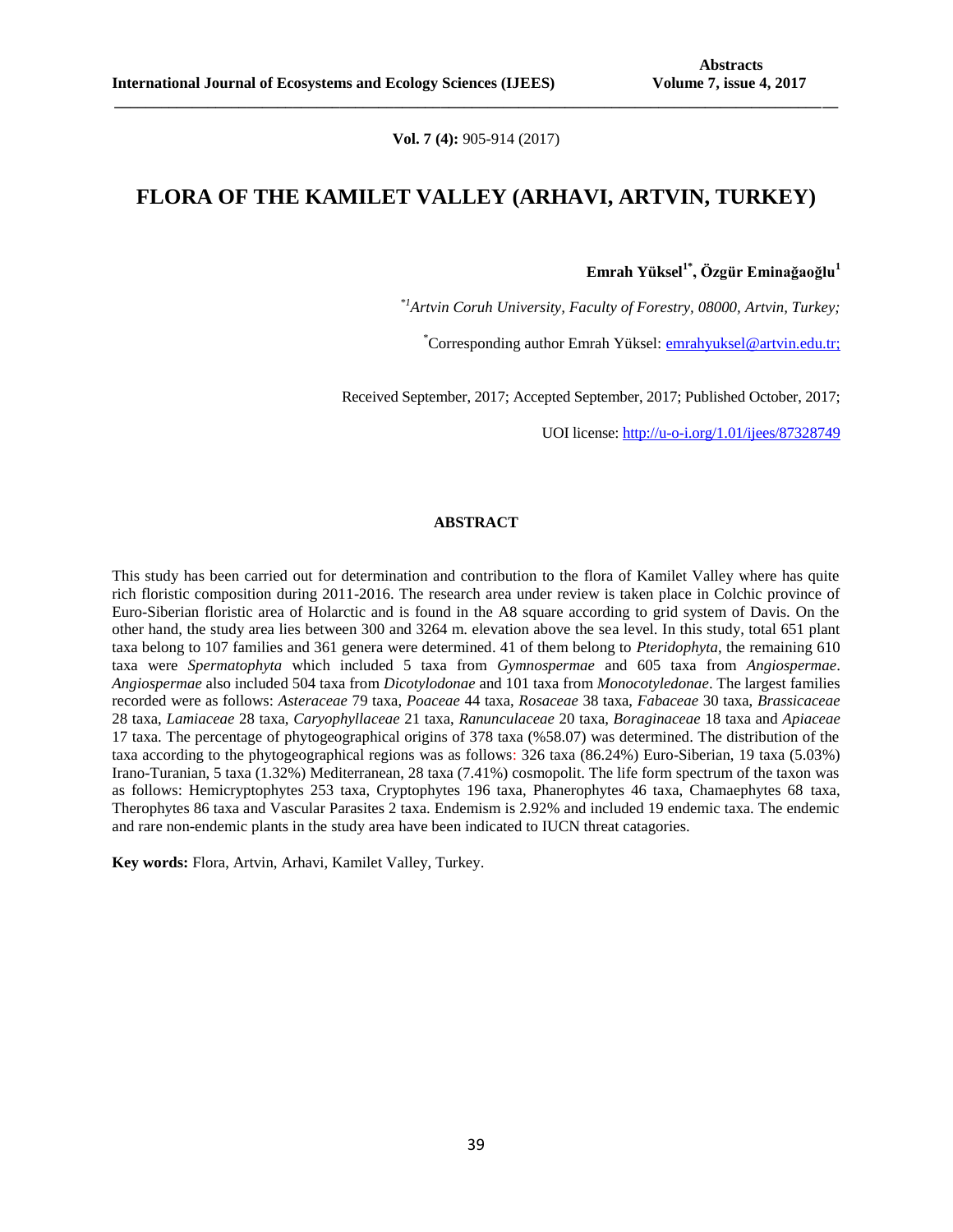**Vol. 7 (4):** 905-914 (2017)

# FLORA OF THE KAMILET VALLEY (ARHAVI, ARTVIN, TURKEY)

**Emrah Yüksel[1*], Özgür Eminağaoğlu[1]**

*[*1]Artvin Coruh University, Faculty of Forestry, 08000, Artvin, Turkey;*

[*]Corresponding author Emrah Yüksel: emrahyuksel@artvin.edu.tr;

Received September, 2017; Accepted September, 2017; Published October, 2017;

UOI license: http://u-o-i.org/1.01/ijees/87328749

## ABSTRACT

This study has been carried out for determination and contribution to the flora of Kamilet Valley where has quite rich floristic composition during 2011-2016. The research area under review is taken place in Colchic province of Euro-Siberian floristic area of Holarctic and is found in the A8 square according to grid system of Davis. On the other hand, the study area lies between 300 and 3264 m. elevation above the sea level. In this study, total 651 plant taxa belong to 107 families and 361 genera were determined. 41 of them belong to *Pteridophyta*, the remaining 610 taxa were *Spermatophyta* which included 5 taxa from *Gymnospermae* and 605 taxa from *Angiospermae*. *Angiospermae* also included 504 taxa from *Dicotylodonae* and 101 taxa from *Monocotyledonae*. The largest families recorded were as follows: *Asteraceae* 79 taxa, *Poaceae* 44 taxa, *Rosaceae* 38 taxa, *Fabaceae* 30 taxa, *Brassicaceae* 28 taxa, *Lamiaceae* 28 taxa, *Caryophyllaceae* 21 taxa, *Ranunculaceae* 20 taxa, *Boraginaceae* 18 taxa and *Apiaceae* 17 taxa. The percentage of phytogeographical origins of 378 taxa (%58.07) was determined. The distribution of the taxa according to the phytogeographical regions was as follows: 326 taxa (86.24%) Euro-Siberian, 19 taxa (5.03%) Irano-Turanian, 5 taxa (1.32%) Mediterranean, 28 taxa (7.41%) cosmopolit. The life form spectrum of the taxon was as follows: Hemicryptophytes 253 taxa, Cryptophytes 196 taxa, Phanerophytes 46 taxa, Chamaephytes 68 taxa, Therophytes 86 taxa and Vascular Parasites 2 taxa. Endemism is 2.92% and included 19 endemic taxa. The endemic and rare non-endemic plants in the study area have been indicated to IUCN threat catagories.

**Key words:** Flora, Artvin, Arhavi, Kamilet Valley, Turkey.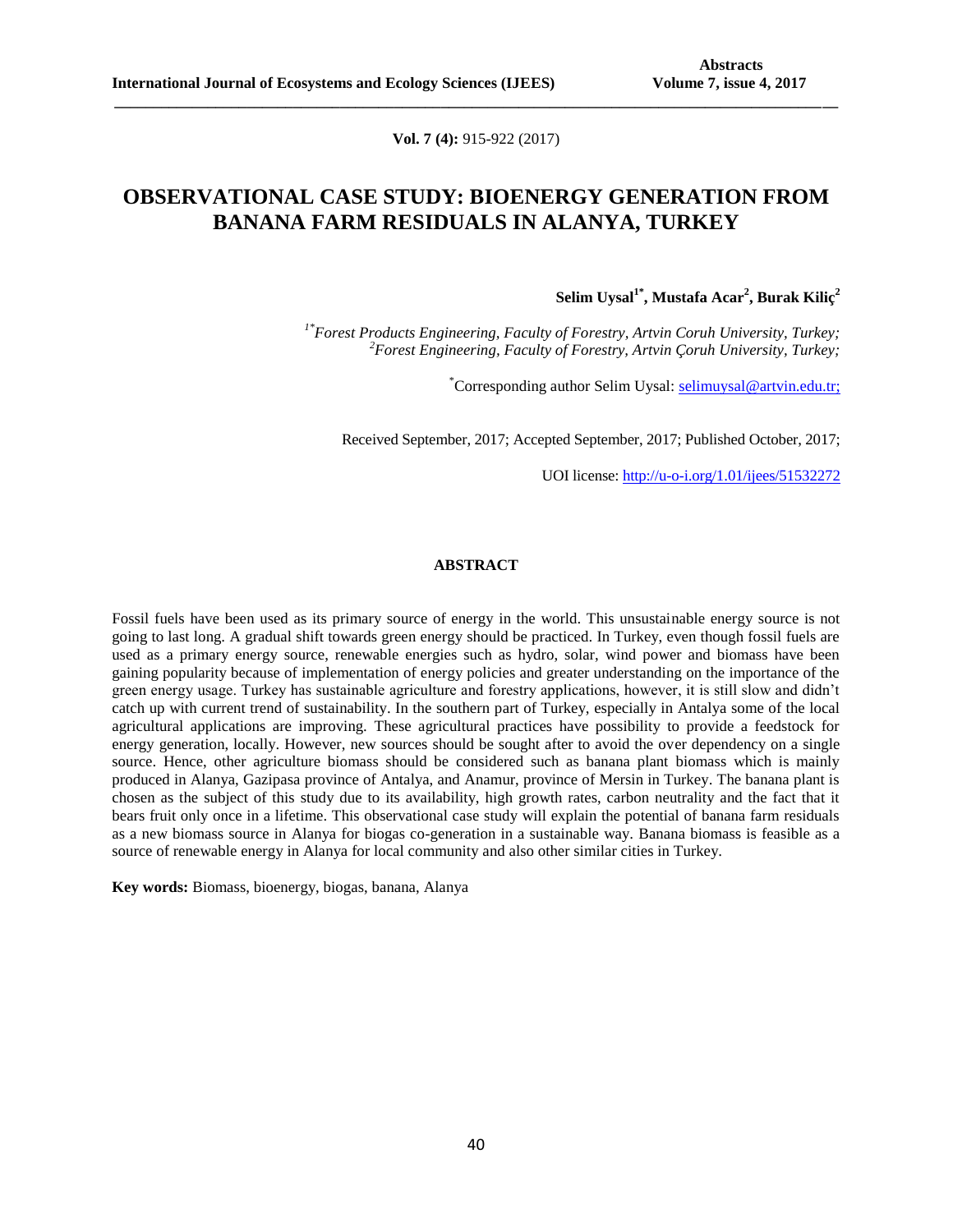**Vol. 7 (4):** 915-922 (2017)

# OBSERVATIONAL CASE STUDY: BIOENERGY GENERATION FROM BANANA FARM RESIDUALS IN ALANYA, TURKEY

**Selim Uysal[1*], Mustafa Acar[2], Burak Kiliç[2]**

*[1*]Forest Products Engineering, Faculty of Forestry, Artvin Coruh University, Turkey;*
*[2]Forest Engineering, Faculty of Forestry, Artvin Çoruh University, Turkey;*

[*]Corresponding author Selim Uysal: selimuysal@artvin.edu.tr;

Received September, 2017; Accepted September, 2017; Published October, 2017;

UOI license: http://u-o-i.org/1.01/ijees/51532272

## ABSTRACT

Fossil fuels have been used as its primary source of energy in the world. This unsustainable energy source is not going to last long. A gradual shift towards green energy should be practiced. In Turkey, even though fossil fuels are used as a primary energy source, renewable energies such as hydro, solar, wind power and biomass have been gaining popularity because of implementation of energy policies and greater understanding on the importance of the green energy usage. Turkey has sustainable agriculture and forestry applications, however, it is still slow and didn't catch up with current trend of sustainability. In the southern part of Turkey, especially in Antalya some of the local agricultural applications are improving. These agricultural practices have possibility to provide a feedstock for energy generation, locally. However, new sources should be sought after to avoid the over dependency on a single source. Hence, other agriculture biomass should be considered such as banana plant biomass which is mainly produced in Alanya, Gazipasa province of Antalya, and Anamur, province of Mersin in Turkey. The banana plant is chosen as the subject of this study due to its availability, high growth rates, carbon neutrality and the fact that it bears fruit only once in a lifetime. This observational case study will explain the potential of banana farm residuals as a new biomass source in Alanya for biogas co-generation in a sustainable way. Banana biomass is feasible as a source of renewable energy in Alanya for local community and also other similar cities in Turkey.

**Key words:** Biomass, bioenergy, biogas, banana, Alanya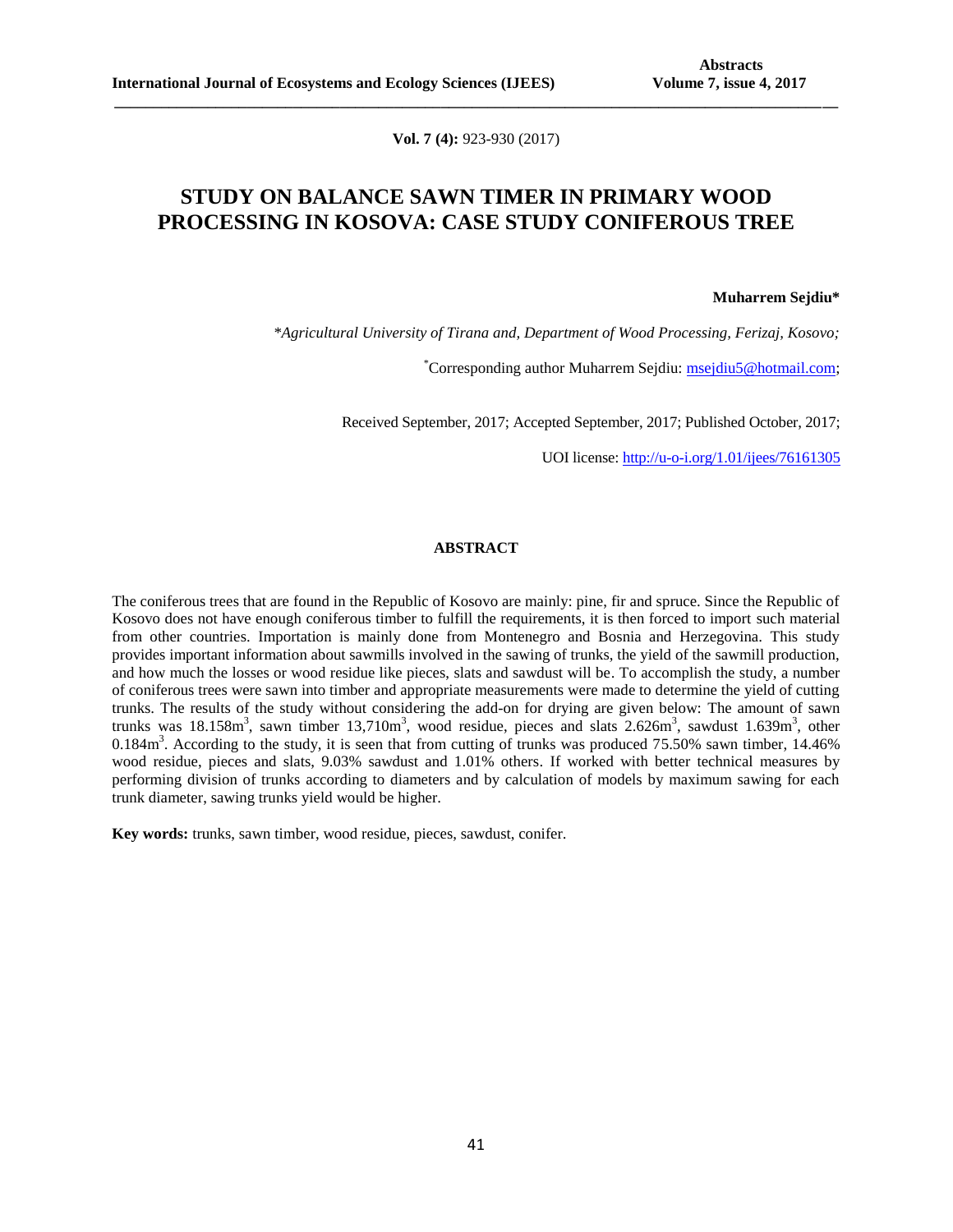**Vol. 7 (4):** 923-930 (2017)

# STUDY ON BALANCE SAWN TIMER IN PRIMARY WOOD PROCESSING IN KOSOVA: CASE STUDY CONIFEROUS TREE

**Muharrem Sejdiu***

*\*Agricultural University of Tirana and, Department of Wood Processing, Ferizaj, Kosovo;*

*Corresponding author Muharrem Sejdiu: msejdiu5@hotmail.com;

Received September, 2017; Accepted September, 2017; Published October, 2017;

UOI license: http://u-o-i.org/1.01/ijees/76161305

## ABSTRACT

The coniferous trees that are found in the Republic of Kosovo are mainly: pine, fir and spruce. Since the Republic of Kosovo does not have enough coniferous timber to fulfill the requirements, it is then forced to import such material from other countries. Importation is mainly done from Montenegro and Bosnia and Herzegovina. This study provides important information about sawmills involved in the sawing of trunks, the yield of the sawmill production, and how much the losses or wood residue like pieces, slats and sawdust will be. To accomplish the study, a number of coniferous trees were sawn into timber and appropriate measurements were made to determine the yield of cutting trunks. The results of the study without considering the add-on for drying are given below: The amount of sawn trunks was 18.158m$^3$, sawn timber 13,710m$^3$, wood residue, pieces and slats 2.626m$^3$, sawdust 1.639m$^3$, other 0.184m$^3$. According to the study, it is seen that from cutting of trunks was produced 75.50% sawn timber, 14.46% wood residue, pieces and slats, 9.03% sawdust and 1.01% others. If worked with better technical measures by performing division of trunks according to diameters and by calculation of models by maximum sawing for each trunk diameter, sawing trunks yield would be higher.

**Key words:** trunks, sawn timber, wood residue, pieces, sawdust, conifer.